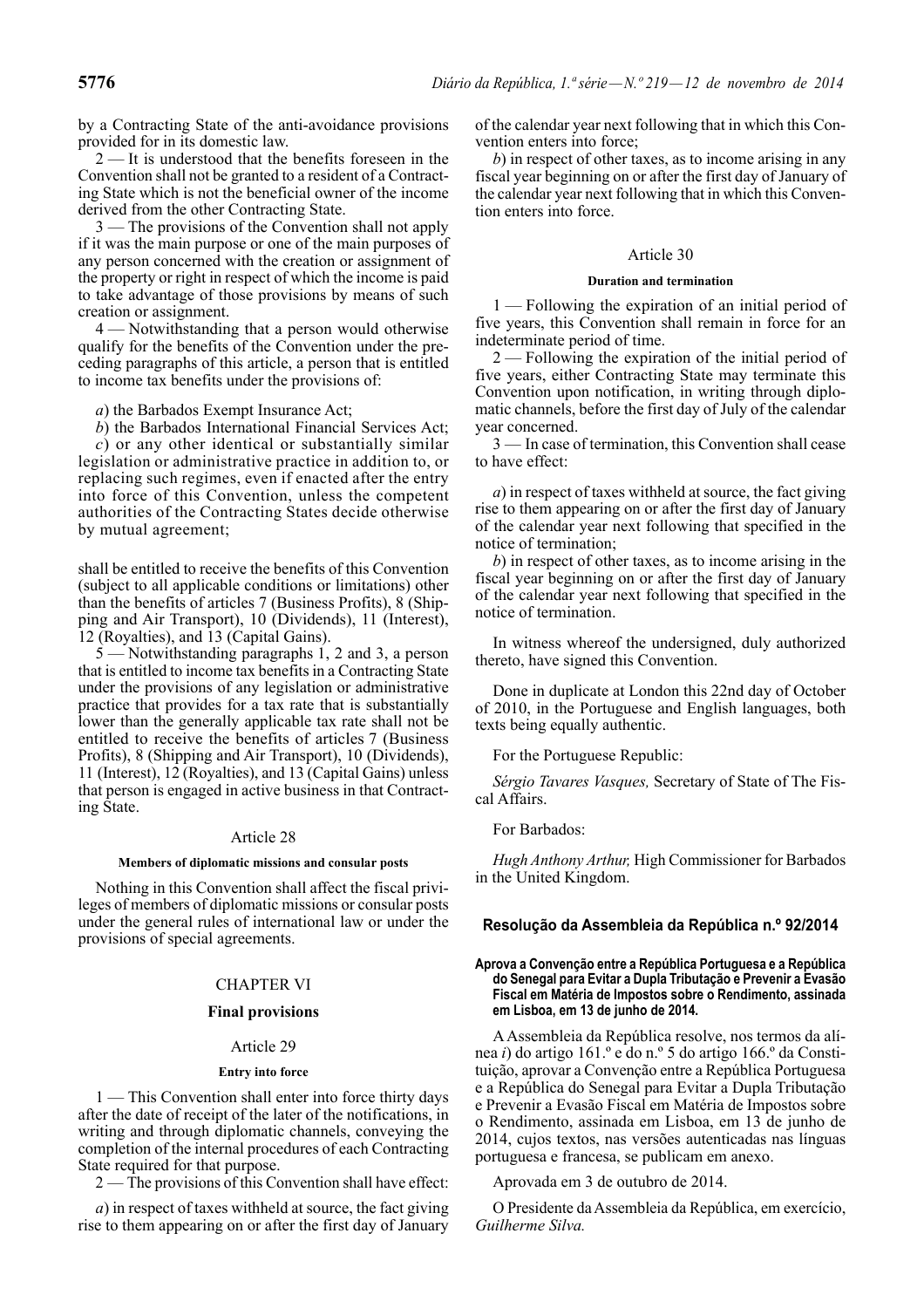by a Contracting State of the anti-avoidance provisions provided for in its domestic law.

2 — It is understood that the benefits foreseen in the Convention shall not be granted to a resident of a Contracting State which is not the beneficial owner of the income derived from the other Contracting State.

3 — The provisions of the Convention shall not apply if it was the main purpose or one of the main purposes of any person concerned with the creation or assignment of the property or right in respect of which the income is paid to take advantage of those provisions by means of such creation or assignment.

4 — Notwithstanding that a person would otherwise qualify for the benefits of the Convention under the preceding paragraphs of this article, a person that is entitled to income tax benefits under the provisions of:

*a*) the Barbados Exempt Insurance Act;

*b*) the Barbados International Financial Services Act;

*c*) or any other identical or substantially similar legislation or administrative practice in addition to, or replacing such regimes, even if enacted after the entry into force of this Convention, unless the competent authorities of the Contracting States decide otherwise by mutual agreement;

shall be entitled to receive the benefits of this Convention (subject to all applicable conditions or limitations) other than the benefits of articles 7 (Business Profits), 8 (Shipping and Air Transport), 10 (Dividends), 11 (Interest), 12 (Royalties), and 13 (Capital Gains).

5 — Notwithstanding paragraphs 1, 2 and 3, a person that is entitled to income tax benefits in a Contracting State under the provisions of any legislation or administrative practice that provides for a tax rate that is substantially lower than the generally applicable tax rate shall not be entitled to receive the benefits of articles 7 (Business Profits), 8 (Shipping and Air Transport), 10 (Dividends), 11 (Interest), 12 (Royalties), and 13 (Capital Gains) unless that person is engaged in active business in that Contracting State.

Article 28

**Members of diplomatic missions and consular posts**

Nothing in this Convention shall affect the fiscal privileges of members of diplomatic missions or consular posts under the general rules of international law or under the provisions of special agreements.

CHAPTER VI

**Final provisions**

Article 29

**Entry into force**

1 — This Convention shall enter into force thirty days after the date of receipt of the later of the notifications, in writing and through diplomatic channels, conveying the completion of the internal procedures of each Contracting State required for that purpose.

2 — The provisions of this Convention shall have effect:

*a*) in respect of taxes withheld at source, the fact giving rise to them appearing on or after the first day of January of the calendar year next following that in which this Convention enters into force;

*b*) in respect of other taxes, as to income arising in any fiscal year beginning on or after the first day of January of the calendar year next following that in which this Convention enters into force.

Article 30

**Duration and termination**

1 — Following the expiration of an initial period of five years, this Convention shall remain in force for an indeterminate period of time.

2 — Following the expiration of the initial period of five years, either Contracting State may terminate this Convention upon notification, in writing through diplomatic channels, before the first day of July of the calendar year concerned.

3 — In case of termination, this Convention shall cease to have effect:

*a*) in respect of taxes withheld at source, the fact giving rise to them appearing on or after the first day of January of the calendar year next following that specified in the notice of termination;

*b*) in respect of other taxes, as to income arising in the fiscal year beginning on or after the first day of January of the calendar year next following that specified in the notice of termination.

In witness whereof the undersigned, duly authorized thereto, have signed this Convention.

Done in duplicate at London this 22nd day of October of 2010, in the Portuguese and English languages, both texts being equally authentic.

For the Portuguese Republic:

*Sérgio Tavares Vasques,* Secretary of State of The Fiscal Affairs.

For Barbados:

*Hugh Anthony Arthur,* High Commissioner for Barbados in the United Kingdom.

## Resolução da Assembleia da República n.º 92/2014

**Aprova a Convenção entre a República Portuguesa e a República do Senegal para Evitar a Dupla Tributação e Prevenir a Evasão Fiscal em Matéria de Impostos sobre o Rendimento, assinada em Lisboa, em 13 de junho de 2014.**

A Assembleia da República resolve, nos termos da alínea *i*) do artigo 161.º e do n.º 5 do artigo 166.º da Constituição, aprovar a Convenção entre a República Portuguesa e a República do Senegal para Evitar a Dupla Tributação e Prevenir a Evasão Fiscal em Matéria de Impostos sobre o Rendimento, assinada em Lisboa, em 13 de junho de 2014, cujos textos, nas versões autenticadas nas línguas portuguesa e francesa, se publicam em anexo.

Aprovada em 3 de outubro de 2014.

O Presidente da Assembleia da República, em exercício, *Guilherme Silva.*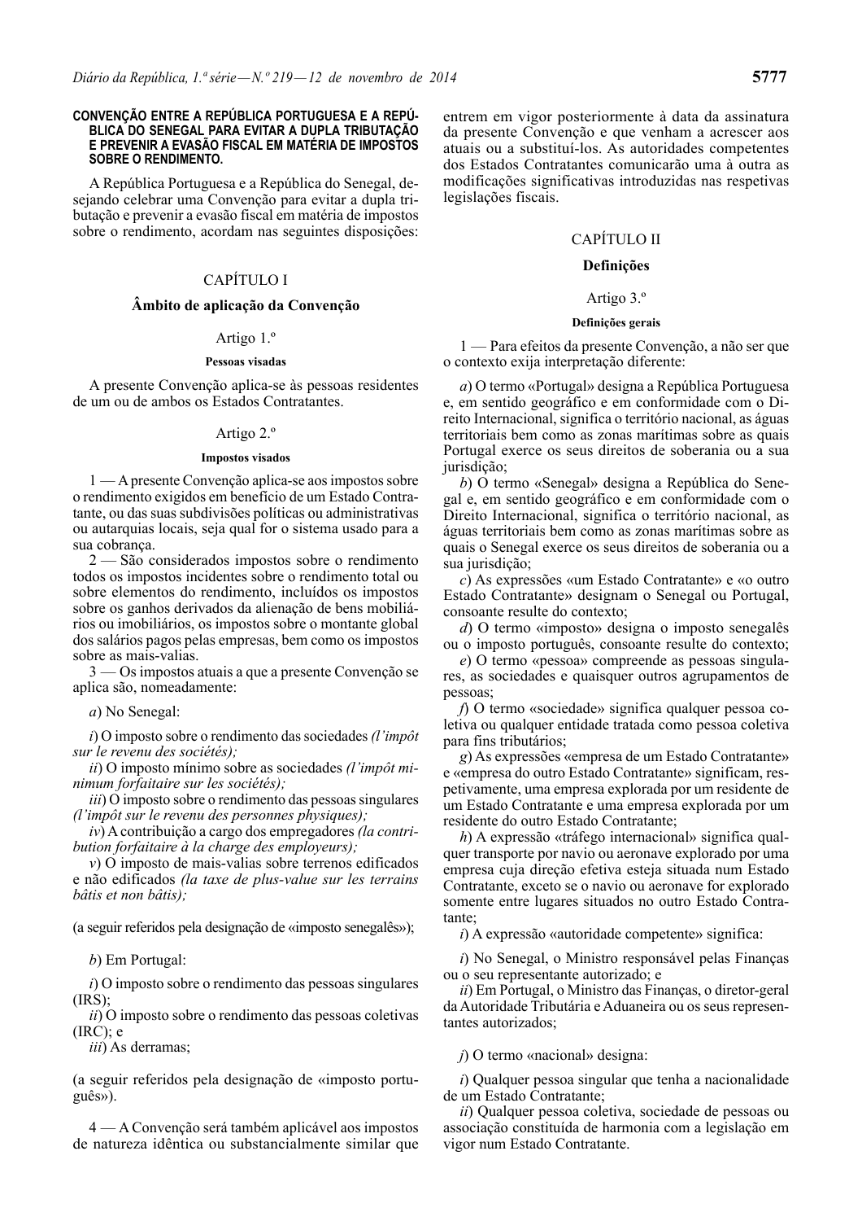**CONVENÇÃO ENTRE A REPÚBLICA PORTUGUESA E A REPÚBLICA DO SENEGAL PARA EVITAR A DUPLA TRIBUTAÇÃO E PREVENIR A EVASÃO FISCAL EM MATÉRIA DE IMPOSTOS SOBRE O RENDIMENTO.**

A República Portuguesa e a República do Senegal, desejando celebrar uma Convenção para evitar a dupla tributação e prevenir a evasão fiscal em matéria de impostos sobre o rendimento, acordam nas seguintes disposições:

## CAPÍTULO I

## Âmbito de aplicação da Convenção

### Artigo 1.º

#### Pessoas visadas

A presente Convenção aplica-se às pessoas residentes de um ou de ambos os Estados Contratantes.

### Artigo 2.º

#### Impostos visados

1 — A presente Convenção aplica-se aos impostos sobre o rendimento exigidos em benefício de um Estado Contratante, ou das suas subdivisões políticas ou administrativas ou autarquias locais, seja qual for o sistema usado para a sua cobrança.

2 — São considerados impostos sobre o rendimento todos os impostos incidentes sobre o rendimento total ou sobre elementos do rendimento, incluídos os impostos sobre os ganhos derivados da alienação de bens mobiliários ou imobiliários, os impostos sobre o montante global dos salários pagos pelas empresas, bem como os impostos sobre as mais-valias.

3 — Os impostos atuais a que a presente Convenção se aplica são, nomeadamente:

*a*) No Senegal:

*i*) O imposto sobre o rendimento das sociedades *(l'impôt sur le revenu des sociétés);*

*ii*) O imposto mínimo sobre as sociedades *(l'impôt minimum forfaitaire sur les sociétés);*

*iii*) O imposto sobre o rendimento das pessoas singulares *(l'impôt sur le revenu des personnes physiques);*

*iv*) A contribuição a cargo dos empregadores *(la contribution forfaitaire à la charge des employeurs);*

*v*) O imposto de mais-valias sobre terrenos edificados e não edificados *(la taxe de plus-value sur les terrains bâtis et non bâtis);*

(a seguir referidos pela designação de «imposto senegalês»);

*b*) Em Portugal:

*i*) O imposto sobre o rendimento das pessoas singulares (IRS);

*ii*) O imposto sobre o rendimento das pessoas coletivas (IRC); e

*iii*) As derramas;

(a seguir referidos pela designação de «imposto português»).

4 — A Convenção será também aplicável aos impostos de natureza idêntica ou substancialmente similar que entrem em vigor posteriormente à data da assinatura da presente Convenção e que venham a acrescer aos atuais ou a substituí-los. As autoridades competentes dos Estados Contratantes comunicarão uma à outra as modificações significativas introduzidas nas respetivas legislações fiscais.

## CAPÍTULO II

## Definições

### Artigo 3.º

#### Definições gerais

1 — Para efeitos da presente Convenção, a não ser que o contexto exija interpretação diferente:

*a*) O termo «Portugal» designa a República Portuguesa e, em sentido geográfico e em conformidade com o Direito Internacional, significa o território nacional, as águas territoriais bem como as zonas marítimas sobre as quais Portugal exerce os seus direitos de soberania ou a sua jurisdição;

*b*) O termo «Senegal» designa a República do Senegal e, em sentido geográfico e em conformidade com o Direito Internacional, significa o território nacional, as águas territoriais bem como as zonas marítimas sobre as quais o Senegal exerce os seus direitos de soberania ou a sua jurisdição;

*c*) As expressões «um Estado Contratante» e «o outro Estado Contratante» designam o Senegal ou Portugal, consoante resulte do contexto;

*d*) O termo «imposto» designa o imposto senegalês ou o imposto português, consoante resulte do contexto;

*e*) O termo «pessoa» compreende as pessoas singulares, as sociedades e quaisquer outros agrupamentos de pessoas;

*f*) O termo «sociedade» significa qualquer pessoa coletiva ou qualquer entidade tratada como pessoa coletiva para fins tributários;

*g*) As expressões «empresa de um Estado Contratante» e «empresa do outro Estado Contratante» significam, respetivamente, uma empresa explorada por um residente de um Estado Contratante e uma empresa explorada por um residente do outro Estado Contratante;

*h*) A expressão «tráfego internacional» significa qualquer transporte por navio ou aeronave explorado por uma empresa cuja direção efetiva esteja situada num Estado Contratante, exceto se o navio ou aeronave for explorado somente entre lugares situados no outro Estado Contratante;

*i*) A expressão «autoridade competente» significa:

*i*) No Senegal, o Ministro responsável pelas Finanças ou o seu representante autorizado; e

*ii*) Em Portugal, o Ministro das Finanças, o diretor-geral da Autoridade Tributária e Aduaneira ou os seus representantes autorizados;

*j*) O termo «nacional» designa:

*i*) Qualquer pessoa singular que tenha a nacionalidade de um Estado Contratante;

*ii*) Qualquer pessoa coletiva, sociedade de pessoas ou associação constituída de harmonia com a legislação em vigor num Estado Contratante.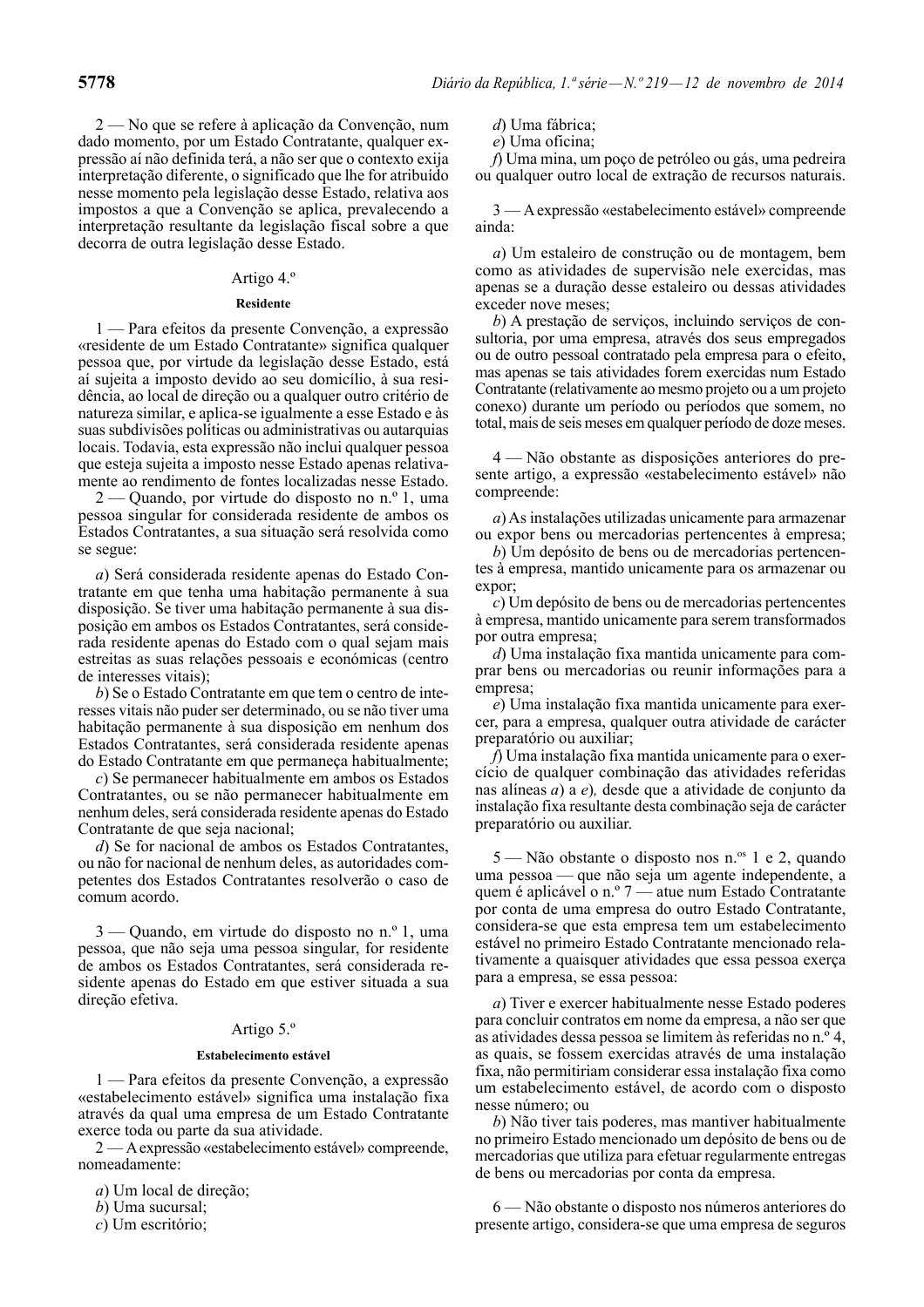2 — No que se refere à aplicação da Convenção, num dado momento, por um Estado Contratante, qualquer expressão aí não definida terá, a não ser que o contexto exija interpretação diferente, o significado que lhe for atribuído nesse momento pela legislação desse Estado, relativa aos impostos a que a Convenção se aplica, prevalecendo a interpretação resultante da legislação fiscal sobre a que decorra de outra legislação desse Estado.

## Artigo 4.º

### Residente

1 — Para efeitos da presente Convenção, a expressão «residente de um Estado Contratante» significa qualquer pessoa que, por virtude da legislação desse Estado, está aí sujeita a imposto devido ao seu domicílio, à sua residência, ao local de direção ou a qualquer outro critério de natureza similar, e aplica-se igualmente a esse Estado e às suas subdivisões políticas ou administrativas ou autarquias locais. Todavia, esta expressão não inclui qualquer pessoa que esteja sujeita a imposto nesse Estado apenas relativamente ao rendimento de fontes localizadas nesse Estado.

2 — Quando, por virtude do disposto no n.º 1, uma pessoa singular for considerada residente de ambos os Estados Contratantes, a sua situação será resolvida como se segue:

*a*) Será considerada residente apenas do Estado Contratante em que tenha uma habitação permanente à sua disposição. Se tiver uma habitação permanente à sua disposição em ambos os Estados Contratantes, será considerada residente apenas do Estado com o qual sejam mais estreitas as suas relações pessoais e económicas (centro de interesses vitais);

*b*) Se o Estado Contratante em que tem o centro de interesses vitais não puder ser determinado, ou se não tiver uma habitação permanente à sua disposição em nenhum dos Estados Contratantes, será considerada residente apenas do Estado Contratante em que permaneça habitualmente;

*c*) Se permanecer habitualmente em ambos os Estados Contratantes, ou se não permanecer habitualmente em nenhum deles, será considerada residente apenas do Estado Contratante de que seja nacional;

*d*) Se for nacional de ambos os Estados Contratantes, ou não for nacional de nenhum deles, as autoridades competentes dos Estados Contratantes resolverão o caso de comum acordo.

3 — Quando, em virtude do disposto no n.º 1, uma pessoa, que não seja uma pessoa singular, for residente de ambos os Estados Contratantes, será considerada residente apenas do Estado em que estiver situada a sua direção efetiva.

## Artigo 5.º

### Estabelecimento estável

1 — Para efeitos da presente Convenção, a expressão «estabelecimento estável» significa uma instalação fixa através da qual uma empresa de um Estado Contratante exerce toda ou parte da sua atividade.

2 — A expressão «estabelecimento estável» compreende, nomeadamente:

*a*) Um local de direção;

*b*) Uma sucursal;

*c*) Um escritório;

*d*) Uma fábrica;

*e*) Uma oficina;

*f*) Uma mina, um poço de petróleo ou gás, uma pedreira ou qualquer outro local de extração de recursos naturais.

3 — A expressão «estabelecimento estável» compreende ainda:

*a*) Um estaleiro de construção ou de montagem, bem como as atividades de supervisão nele exercidas, mas apenas se a duração desse estaleiro ou dessas atividades exceder nove meses;

*b*) A prestação de serviços, incluindo serviços de consultoria, por uma empresa, através dos seus empregados ou de outro pessoal contratado pela empresa para o efeito, mas apenas se tais atividades forem exercidas num Estado Contratante (relativamente ao mesmo projeto ou a um projeto conexo) durante um período ou períodos que somem, no total, mais de seis meses em qualquer período de doze meses.

4 — Não obstante as disposições anteriores do presente artigo, a expressão «estabelecimento estável» não compreende:

*a*) As instalações utilizadas unicamente para armazenar ou expor bens ou mercadorias pertencentes à empresa;

*b*) Um depósito de bens ou de mercadorias pertencentes à empresa, mantido unicamente para os armazenar ou expor;

*c*) Um depósito de bens ou de mercadorias pertencentes à empresa, mantido unicamente para serem transformados por outra empresa;

*d*) Uma instalação fixa mantida unicamente para comprar bens ou mercadorias ou reunir informações para a empresa;

*e*) Uma instalação fixa mantida unicamente para exercer, para a empresa, qualquer outra atividade de carácter preparatório ou auxiliar;

*f*) Uma instalação fixa mantida unicamente para o exercício de qualquer combinação das atividades referidas nas alíneas *a*) a *e*), desde que a atividade de conjunto da instalação fixa resultante desta combinação seja de carácter preparatório ou auxiliar.

5 — Não obstante o disposto nos n.os 1 e 2, quando uma pessoa — que não seja um agente independente, a quem é aplicável o n.º 7 — atue num Estado Contratante por conta de uma empresa do outro Estado Contratante, considera-se que esta empresa tem um estabelecimento estável no primeiro Estado Contratante mencionado relativamente a quaisquer atividades que essa pessoa exerça para a empresa, se essa pessoa:

*a*) Tiver e exercer habitualmente nesse Estado poderes para concluir contratos em nome da empresa, a não ser que as atividades dessa pessoa se limitem às referidas no n.º 4, as quais, se fossem exercidas através de uma instalação fixa, não permitiriam considerar essa instalação fixa como um estabelecimento estável, de acordo com o disposto nesse número; ou

*b*) Não tiver tais poderes, mas mantiver habitualmente no primeiro Estado mencionado um depósito de bens ou de mercadorias que utiliza para efetuar regularmente entregas de bens ou mercadorias por conta da empresa.

6 — Não obstante o disposto nos números anteriores do presente artigo, considera-se que uma empresa de seguros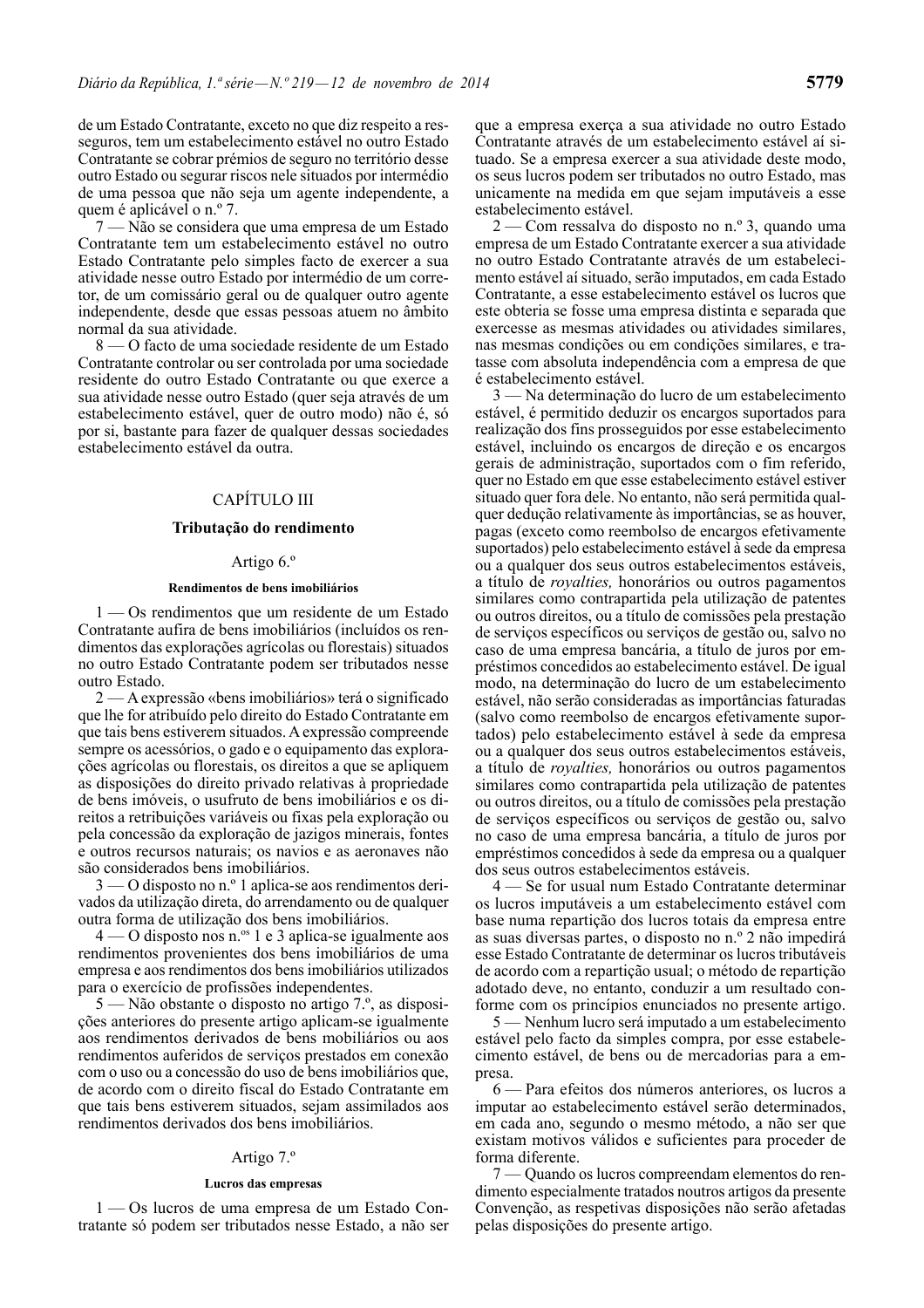de um Estado Contratante, exceto no que diz respeito a resseguros, tem um estabelecimento estável no outro Estado Contratante se cobrar prémios de seguro no território desse outro Estado ou segurar riscos nele situados por intermédio de uma pessoa que não seja um agente independente, a quem é aplicável o n.º 7.

7 — Não se considera que uma empresa de um Estado Contratante tem um estabelecimento estável no outro Estado Contratante pelo simples facto de exercer a sua atividade nesse outro Estado por intermédio de um corretor, de um comissário geral ou de qualquer outro agente independente, desde que essas pessoas atuem no âmbito normal da sua atividade.

8 — O facto de uma sociedade residente de um Estado Contratante controlar ou ser controlada por uma sociedade residente do outro Estado Contratante ou que exerce a sua atividade nesse outro Estado (quer seja através de um estabelecimento estável, quer de outro modo) não é, só por si, bastante para fazer de qualquer dessas sociedades estabelecimento estável da outra.

## CAPÍTULO III

### Tributação do rendimento

#### Artigo 6.º

**Rendimentos de bens imobiliários**

1 — Os rendimentos que um residente de um Estado Contratante aufira de bens imobiliários (incluídos os rendimentos das explorações agrícolas ou florestais) situados no outro Estado Contratante podem ser tributados nesse outro Estado.

2 — A expressão «bens imobiliários» terá o significado que lhe for atribuído pelo direito do Estado Contratante em que tais bens estiverem situados. A expressão compreende sempre os acessórios, o gado e o equipamento das explorações agrícolas ou florestais, os direitos a que se apliquem as disposições do direito privado relativas à propriedade de bens imóveis, o usufruto de bens imobiliários e os direitos a retribuições variáveis ou fixas pela exploração ou pela concessão da exploração de jazigos minerais, fontes e outros recursos naturais; os navios e as aeronaves não são considerados bens imobiliários.

3 — O disposto no n.º 1 aplica-se aos rendimentos derivados da utilização direta, do arrendamento ou de qualquer outra forma de utilização dos bens imobiliários.

4 — O disposto nos n.os 1 e 3 aplica-se igualmente aos rendimentos provenientes dos bens imobiliários de uma empresa e aos rendimentos dos bens imobiliários utilizados para o exercício de profissões independentes.

5 — Não obstante o disposto no artigo 7.º, as disposições anteriores do presente artigo aplicam-se igualmente aos rendimentos derivados de bens mobiliários ou aos rendimentos auferidos de serviços prestados em conexão com o uso ou a concessão do uso de bens imobiliários que, de acordo com o direito fiscal do Estado Contratante em que tais bens estiverem situados, sejam assimilados aos rendimentos derivados dos bens imobiliários.

#### Artigo 7.º

**Lucros das empresas**

1 — Os lucros de uma empresa de um Estado Contratante só podem ser tributados nesse Estado, a não ser que a empresa exerça a sua atividade no outro Estado Contratante através de um estabelecimento estável aí situado. Se a empresa exercer a sua atividade deste modo, os seus lucros podem ser tributados no outro Estado, mas unicamente na medida em que sejam imputáveis a esse estabelecimento estável.

2 — Com ressalva do disposto no n.º 3, quando uma empresa de um Estado Contratante exercer a sua atividade no outro Estado Contratante através de um estabelecimento estável aí situado, serão imputados, em cada Estado Contratante, a esse estabelecimento estável os lucros que este obteria se fosse uma empresa distinta e separada que exercesse as mesmas atividades ou atividades similares, nas mesmas condições ou em condições similares, e tratasse com absoluta independência com a empresa de que é estabelecimento estável.

3 — Na determinação do lucro de um estabelecimento estável, é permitido deduzir os encargos suportados para realização dos fins prosseguidos por esse estabelecimento estável, incluindo os encargos de direção e os encargos gerais de administração, suportados com o fim referido, quer no Estado em que esse estabelecimento estável estiver situado quer fora dele. No entanto, não será permitida qualquer dedução relativamente às importâncias, se as houver, pagas (exceto como reembolso de encargos efetivamente suportados) pelo estabelecimento estável à sede da empresa ou a qualquer dos seus outros estabelecimentos estáveis, a título de *royalties,* honorários ou outros pagamentos similares como contrapartida pela utilização de patentes ou outros direitos, ou a título de comissões pela prestação de serviços específicos ou serviços de gestão ou, salvo no caso de uma empresa bancária, a título de juros por empréstimos concedidos ao estabelecimento estável. De igual modo, na determinação do lucro de um estabelecimento estável, não serão consideradas as importâncias faturadas (salvo como reembolso de encargos efetivamente suportados) pelo estabelecimento estável à sede da empresa ou a qualquer dos seus outros estabelecimentos estáveis, a título de *royalties,* honorários ou outros pagamentos similares como contrapartida pela utilização de patentes ou outros direitos, ou a título de comissões pela prestação de serviços específicos ou serviços de gestão ou, salvo no caso de uma empresa bancária, a título de juros por empréstimos concedidos à sede da empresa ou a qualquer dos seus outros estabelecimentos estáveis.

4 — Se for usual num Estado Contratante determinar os lucros imputáveis a um estabelecimento estável com base numa repartição dos lucros totais da empresa entre as suas diversas partes, o disposto no n.º 2 não impedirá esse Estado Contratante de determinar os lucros tributáveis de acordo com a repartição usual; o método de repartição adotado deve, no entanto, conduzir a um resultado conforme com os princípios enunciados no presente artigo.

5 — Nenhum lucro será imputado a um estabelecimento estável pelo facto da simples compra, por esse estabelecimento estável, de bens ou de mercadorias para a empresa.

6 — Para efeitos dos números anteriores, os lucros a imputar ao estabelecimento estável serão determinados, em cada ano, segundo o mesmo método, a não ser que existam motivos válidos e suficientes para proceder de forma diferente.

7 — Quando os lucros compreendam elementos do rendimento especialmente tratados noutros artigos da presente Convenção, as respetivas disposições não serão afetadas pelas disposições do presente artigo.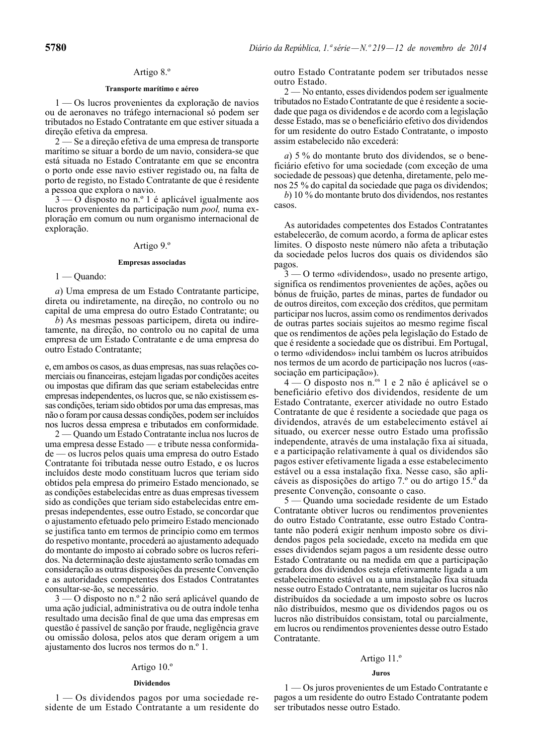## Artigo 8.º

### Transporte marítimo e aéreo

1 — Os lucros provenientes da exploração de navios ou de aeronaves no tráfego internacional só podem ser tributados no Estado Contratante em que estiver situada a direção efetiva da empresa.

2 — Se a direção efetiva de uma empresa de transporte marítimo se situar a bordo de um navio, considera-se que está situada no Estado Contratante em que se encontra o porto onde esse navio estiver registado ou, na falta de porto de registo, no Estado Contratante de que é residente a pessoa que explora o navio.

3 — O disposto no n.º 1 é aplicável igualmente aos lucros provenientes da participação num *pool,* numa exploração em comum ou num organismo internacional de exploração.

## Artigo 9.º

### Empresas associadas

1 — Quando:

*a*) Uma empresa de um Estado Contratante participe, direta ou indiretamente, na direção, no controlo ou no capital de uma empresa do outro Estado Contratante; ou

*b*) As mesmas pessoas participem, direta ou indiretamente, na direção, no controlo ou no capital de uma empresa de um Estado Contratante e de uma empresa do outro Estado Contratante;

e, em ambos os casos, as duas empresas, nas suas relações comerciais ou financeiras, estejam ligadas por condições aceites ou impostas que difiram das que seriam estabelecidas entre empresas independentes, os lucros que, se não existissem essas condições, teriam sido obtidos por uma das empresas, mas não o foram por causa dessas condições, podem ser incluídos nos lucros dessa empresa e tributados em conformidade.

2 — Quando um Estado Contratante inclua nos lucros de uma empresa desse Estado — e tribute nessa conformidade — os lucros pelos quais uma empresa do outro Estado Contratante foi tributada nesse outro Estado, e os lucros incluídos deste modo constituam lucros que teriam sido obtidos pela empresa do primeiro Estado mencionado, se as condições estabelecidas entre as duas empresas tivessem sido as condições que teriam sido estabelecidas entre empresas independentes, esse outro Estado, se concordar que o ajustamento efetuado pelo primeiro Estado mencionado se justifica tanto em termos de princípio como em termos do respetivo montante, procederá ao ajustamento adequado do montante do imposto aí cobrado sobre os lucros referidos. Na determinação deste ajustamento serão tomadas em consideração as outras disposições da presente Convenção e as autoridades competentes dos Estados Contratantes consultar-se-ão, se necessário.

3 — O disposto no n.º 2 não será aplicável quando de uma ação judicial, administrativa ou de outra índole tenha resultado uma decisão final de que uma das empresas em questão é passível de sanção por fraude, negligência grave ou omissão dolosa, pelos atos que deram origem a um ajustamento dos lucros nos termos do n.º 1.

## Artigo 10.º

### Dividendos

1 — Os dividendos pagos por uma sociedade residente de um Estado Contratante a um residente do outro Estado Contratante podem ser tributados nesse outro Estado.

2 — No entanto, esses dividendos podem ser igualmente tributados no Estado Contratante de que é residente a sociedade que paga os dividendos e de acordo com a legislação desse Estado, mas se o beneficiário efetivo dos dividendos for um residente do outro Estado Contratante, o imposto assim estabelecido não excederá:

*a*) 5 % do montante bruto dos dividendos, se o beneficiário efetivo for uma sociedade (com exceção de uma sociedade de pessoas) que detenha, diretamente, pelo menos 25 % do capital da sociedade que paga os dividendos;

*b*) 10 % do montante bruto dos dividendos, nos restantes casos.

As autoridades competentes dos Estados Contratantes estabelecerão, de comum acordo, a forma de aplicar estes limites. O disposto neste número não afeta a tributação da sociedade pelos lucros dos quais os dividendos são pagos.

3 — O termo «dividendos», usado no presente artigo, significa os rendimentos provenientes de ações, ações ou bónus de fruição, partes de minas, partes de fundador ou de outros direitos, com exceção dos créditos, que permitam participar nos lucros, assim como os rendimentos derivados de outras partes sociais sujeitos ao mesmo regime fiscal que os rendimentos de ações pela legislação do Estado de que é residente a sociedade que os distribui. Em Portugal, o termo «dividendos» inclui também os lucros atribuídos nos termos de um acordo de participação nos lucros («associação em participação»).

4 — O disposto nos n.os 1 e 2 não é aplicável se o beneficiário efetivo dos dividendos, residente de um Estado Contratante, exercer atividade no outro Estado Contratante de que é residente a sociedade que paga os dividendos, através de um estabelecimento estável aí situado, ou exercer nesse outro Estado uma profissão independente, através de uma instalação fixa aí situada, e a participação relativamente à qual os dividendos são pagos estiver efetivamente ligada a esse estabelecimento estável ou a essa instalação fixa. Nesse caso, são aplicáveis as disposições do artigo 7.º ou do artigo 15.º da presente Convenção, consoante o caso.

5 — Quando uma sociedade residente de um Estado Contratante obtiver lucros ou rendimentos provenientes do outro Estado Contratante, esse outro Estado Contratante não poderá exigir nenhum imposto sobre os dividendos pagos pela sociedade, exceto na medida em que esses dividendos sejam pagos a um residente desse outro Estado Contratante ou na medida em que a participação geradora dos dividendos esteja efetivamente ligada a um estabelecimento estável ou a uma instalação fixa situada nesse outro Estado Contratante, nem sujeitar os lucros não distribuídos da sociedade a um imposto sobre os lucros não distribuídos, mesmo que os dividendos pagos ou os lucros não distribuídos consistam, total ou parcialmente, em lucros ou rendimentos provenientes desse outro Estado Contratante.

## Artigo 11.º

### Juros

1 — Os juros provenientes de um Estado Contratante e pagos a um residente do outro Estado Contratante podem ser tributados nesse outro Estado.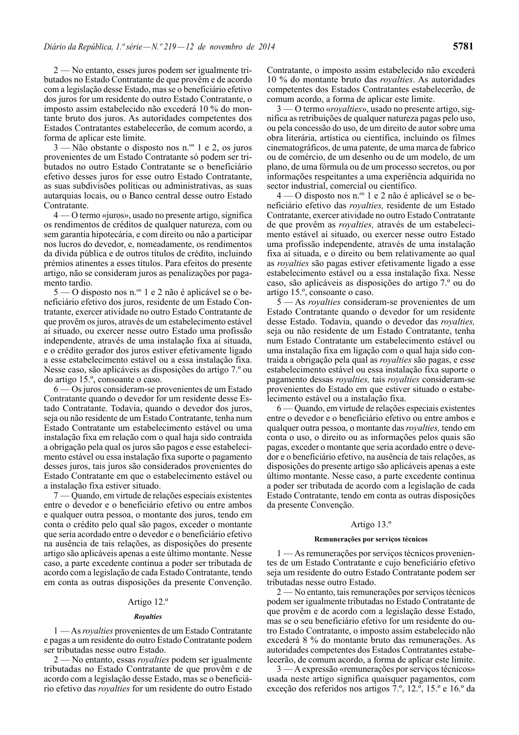2 — No entanto, esses juros podem ser igualmente tributados no Estado Contratante de que provêm e de acordo com a legislação desse Estado, mas se o beneficiário efetivo dos juros for um residente do outro Estado Contratante, o imposto assim estabelecido não excederá 10 % do montante bruto dos juros. As autoridades competentes dos Estados Contratantes estabelecerão, de comum acordo, a forma de aplicar este limite.

3 — Não obstante o disposto nos n.os 1 e 2, os juros provenientes de um Estado Contratante só podem ser tributados no outro Estado Contratante se o beneficiário efetivo desses juros for esse outro Estado Contratante, as suas subdivisões políticas ou administrativas, as suas autarquias locais, ou o Banco central desse outro Estado Contratante.

4 — O termo «juros», usado no presente artigo, significa os rendimentos de créditos de qualquer natureza, com ou sem garantia hipotecária, e com direito ou não a participar nos lucros do devedor, e, nomeadamente, os rendimentos da dívida pública e de outros títulos de crédito, incluindo prémios atinentes a esses títulos. Para efeitos do presente artigo, não se consideram juros as penalizações por pagamento tardio.

5 — O disposto nos n.os 1 e 2 não é aplicável se o beneficiário efetivo dos juros, residente de um Estado Contratante, exercer atividade no outro Estado Contratante de que provêm os juros, através de um estabelecimento estável aí situado, ou exercer nesse outro Estado uma profissão independente, através de uma instalação fixa aí situada, e o crédito gerador dos juros estiver efetivamente ligado a esse estabelecimento estável ou a essa instalação fixa. Nesse caso, são aplicáveis as disposições do artigo 7.º ou do artigo 15.º, consoante o caso.

6 — Os juros consideram-se provenientes de um Estado Contratante quando o devedor for um residente desse Estado Contratante. Todavia, quando o devedor dos juros, seja ou não residente de um Estado Contratante, tenha num Estado Contratante um estabelecimento estável ou uma instalação fixa em relação com o qual haja sido contraída a obrigação pela qual os juros são pagos e esse estabelecimento estável ou essa instalação fixa suporte o pagamento desses juros, tais juros são considerados provenientes do Estado Contratante em que o estabelecimento estável ou a instalação fixa estiver situado.

7 — Quando, em virtude de relações especiais existentes entre o devedor e o beneficiário efetivo ou entre ambos e qualquer outra pessoa, o montante dos juros, tendo em conta o crédito pelo qual são pagos, exceder o montante que seria acordado entre o devedor e o beneficiário efetivo na ausência de tais relações, as disposições do presente artigo são aplicáveis apenas a este último montante. Nesse caso, a parte excedente continua a poder ser tributada de acordo com a legislação de cada Estado Contratante, tendo em conta as outras disposições da presente Convenção.

## Artigo 12.º

### *Royalties*

1 — As *royalties* provenientes de um Estado Contratante e pagas a um residente do outro Estado Contratante podem ser tributadas nesse outro Estado.

2 — No entanto, essas *royalties* podem ser igualmente tributadas no Estado Contratante de que provêm e de acordo com a legislação desse Estado, mas se o beneficiário efetivo das *royalties* for um residente do outro Estado Contratante, o imposto assim estabelecido não excederá 10 % do montante bruto das *royalties*. As autoridades competentes dos Estados Contratantes estabelecerão, de comum acordo, a forma de aplicar este limite.

3 — O termo «*royalties*», usado no presente artigo, significa as retribuições de qualquer natureza pagas pelo uso, ou pela concessão do uso, de um direito de autor sobre uma obra literária, artística ou científica, incluindo os filmes cinematográficos, de uma patente, de uma marca de fabrico ou de comércio, de um desenho ou de um modelo, de um plano, de uma fórmula ou de um processo secretos, ou por informações respeitantes a uma experiência adquirida no sector industrial, comercial ou científico.

4 — O disposto nos n.os 1 e 2 não é aplicável se o beneficiário efetivo das *royalties,* residente de um Estado Contratante, exercer atividade no outro Estado Contratante de que provêm as *royalties,* através de um estabelecimento estável aí situado, ou exercer nesse outro Estado uma profissão independente, através de uma instalação fixa aí situada, e o direito ou bem relativamente ao qual as *royalties* são pagas estiver efetivamente ligado a esse estabelecimento estável ou a essa instalação fixa. Nesse caso, são aplicáveis as disposições do artigo 7.º ou do artigo 15.º, consoante o caso.

5 — As *royalties* consideram-se provenientes de um Estado Contratante quando o devedor for um residente desse Estado. Todavia, quando o devedor das *royalties,* seja ou não residente de um Estado Contratante, tenha num Estado Contratante um estabelecimento estável ou uma instalação fixa em ligação com o qual haja sido contraída a obrigação pela qual as *royalties* são pagas, e esse estabelecimento estável ou essa instalação fixa suporte o pagamento dessas *royalties,* tais *royalties* consideram-se provenientes do Estado em que estiver situado o estabelecimento estável ou a instalação fixa.

6 — Quando, em virtude de relações especiais existentes entre o devedor e o beneficiário efetivo ou entre ambos e qualquer outra pessoa, o montante das *royalties,* tendo em conta o uso, o direito ou as informações pelos quais são pagas, exceder o montante que seria acordado entre o devedor e o beneficiário efetivo, na ausência de tais relações, as disposições do presente artigo são aplicáveis apenas a este último montante. Nesse caso, a parte excedente continua a poder ser tributada de acordo com a legislação de cada Estado Contratante, tendo em conta as outras disposições da presente Convenção.

## Artigo 13.º

### Remunerações por serviços técnicos

1 — As remunerações por serviços técnicos provenientes de um Estado Contratante e cujo beneficiário efetivo seja um residente do outro Estado Contratante podem ser tributadas nesse outro Estado.

2 — No entanto, tais remunerações por serviços técnicos podem ser igualmente tributadas no Estado Contratante de que provêm e de acordo com a legislação desse Estado, mas se o seu beneficiário efetivo for um residente do outro Estado Contratante, o imposto assim estabelecido não excederá 8 % do montante bruto das remunerações. As autoridades competentes dos Estados Contratantes estabelecerão, de comum acordo, a forma de aplicar este limite.

3 — A expressão «remunerações por serviços técnicos» usada neste artigo significa quaisquer pagamentos, com exceção dos referidos nos artigos 7.º, 12.º, 15.º e 16.º da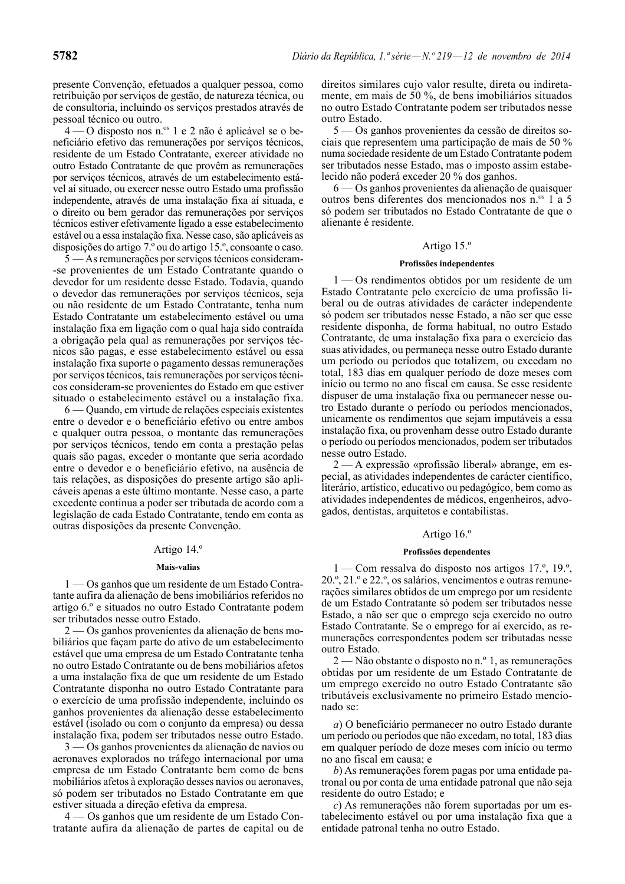presente Convenção, efetuados a qualquer pessoa, como retribuição por serviços de gestão, de natureza técnica, ou de consultoria, incluindo os serviços prestados através de pessoal técnico ou outro.

4 — O disposto nos n.os 1 e 2 não é aplicável se o beneficiário efetivo das remunerações por serviços técnicos, residente de um Estado Contratante, exercer atividade no outro Estado Contratante de que provêm as remunerações por serviços técnicos, através de um estabelecimento estável aí situado, ou exercer nesse outro Estado uma profissão independente, através de uma instalação fixa aí situada, e o direito ou bem gerador das remunerações por serviços técnicos estiver efetivamente ligado a esse estabelecimento estável ou a essa instalação fixa. Nesse caso, são aplicáveis as disposições do artigo 7.º ou do artigo 15.º, consoante o caso.

5 — As remunerações por serviços técnicos consideram-se provenientes de um Estado Contratante quando o devedor for um residente desse Estado. Todavia, quando o devedor das remunerações por serviços técnicos, seja ou não residente de um Estado Contratante, tenha num Estado Contratante um estabelecimento estável ou uma instalação fixa em ligação com o qual haja sido contraída a obrigação pela qual as remunerações por serviços técnicos são pagas, e esse estabelecimento estável ou essa instalação fixa suporte o pagamento dessas remunerações por serviços técnicos, tais remunerações por serviços técnicos consideram-se provenientes do Estado em que estiver situado o estabelecimento estável ou a instalação fixa.

6 — Quando, em virtude de relações especiais existentes entre o devedor e o beneficiário efetivo ou entre ambos e qualquer outra pessoa, o montante das remunerações por serviços técnicos, tendo em conta a prestação pelas quais são pagas, exceder o montante que seria acordado entre o devedor e o beneficiário efetivo, na ausência de tais relações, as disposições do presente artigo são aplicáveis apenas a este último montante. Nesse caso, a parte excedente continua a poder ser tributada de acordo com a legislação de cada Estado Contratante, tendo em conta as outras disposições da presente Convenção.

Artigo 14.º

**Mais-valias**

1 — Os ganhos que um residente de um Estado Contratante aufira da alienação de bens imobiliários referidos no artigo 6.º e situados no outro Estado Contratante podem ser tributados nesse outro Estado.

2 — Os ganhos provenientes da alienação de bens mobiliários que façam parte do ativo de um estabelecimento estável que uma empresa de um Estado Contratante tenha no outro Estado Contratante ou de bens mobiliários afetos a uma instalação fixa de que um residente de um Estado Contratante disponha no outro Estado Contratante para o exercício de uma profissão independente, incluindo os ganhos provenientes da alienação desse estabelecimento estável (isolado ou com o conjunto da empresa) ou dessa instalação fixa, podem ser tributados nesse outro Estado.

3 — Os ganhos provenientes da alienação de navios ou aeronaves explorados no tráfego internacional por uma empresa de um Estado Contratante bem como de bens mobiliários afetos à exploração desses navios ou aeronaves, só podem ser tributados no Estado Contratante em que estiver situada a direção efetiva da empresa.

4 — Os ganhos que um residente de um Estado Contratante aufira da alienação de partes de capital ou de direitos similares cujo valor resulte, direta ou indiretamente, em mais de 50 %, de bens imobiliários situados no outro Estado Contratante podem ser tributados nesse outro Estado.

5 — Os ganhos provenientes da cessão de direitos sociais que representem uma participação de mais de 50 % numa sociedade residente de um Estado Contratante podem ser tributados nesse Estado, mas o imposto assim estabelecido não poderá exceder 20 % dos ganhos.

6 — Os ganhos provenientes da alienação de quaisquer outros bens diferentes dos mencionados nos n.os 1 a 5 só podem ser tributados no Estado Contratante de que o alienante é residente.

Artigo 15.º

**Profissões independentes**

1 — Os rendimentos obtidos por um residente de um Estado Contratante pelo exercício de uma profissão liberal ou de outras atividades de carácter independente só podem ser tributados nesse Estado, a não ser que esse residente disponha, de forma habitual, no outro Estado Contratante, de uma instalação fixa para o exercício das suas atividades, ou permaneça nesse outro Estado durante um período ou períodos que totalizem, ou excedam no total, 183 dias em qualquer período de doze meses com início ou termo no ano fiscal em causa. Se esse residente dispuser de uma instalação fixa ou permanecer nesse outro Estado durante o período ou períodos mencionados, unicamente os rendimentos que sejam imputáveis a essa instalação fixa, ou provenham desse outro Estado durante o período ou períodos mencionados, podem ser tributados nesse outro Estado.

2 — A expressão «profissão liberal» abrange, em especial, as atividades independentes de carácter científico, literário, artístico, educativo ou pedagógico, bem como as atividades independentes de médicos, engenheiros, advogados, dentistas, arquitetos e contabilistas.

Artigo 16.º

**Profissões dependentes**

1 — Com ressalva do disposto nos artigos 17.º, 19.º, 20.º, 21.º e 22.º, os salários, vencimentos e outras remunerações similares obtidos de um emprego por um residente de um Estado Contratante só podem ser tributados nesse Estado, a não ser que o emprego seja exercido no outro Estado Contratante. Se o emprego for aí exercido, as remunerações correspondentes podem ser tributadas nesse outro Estado.

2 — Não obstante o disposto no n.º 1, as remunerações obtidas por um residente de um Estado Contratante de um emprego exercido no outro Estado Contratante são tributáveis exclusivamente no primeiro Estado mencionado se:

*a*) O beneficiário permanecer no outro Estado durante um período ou períodos que não excedam, no total, 183 dias em qualquer período de doze meses com início ou termo no ano fiscal em causa; e

*b*) As remunerações forem pagas por uma entidade patronal ou por conta de uma entidade patronal que não seja residente do outro Estado; e

*c*) As remunerações não forem suportadas por um estabelecimento estável ou por uma instalação fixa que a entidade patronal tenha no outro Estado.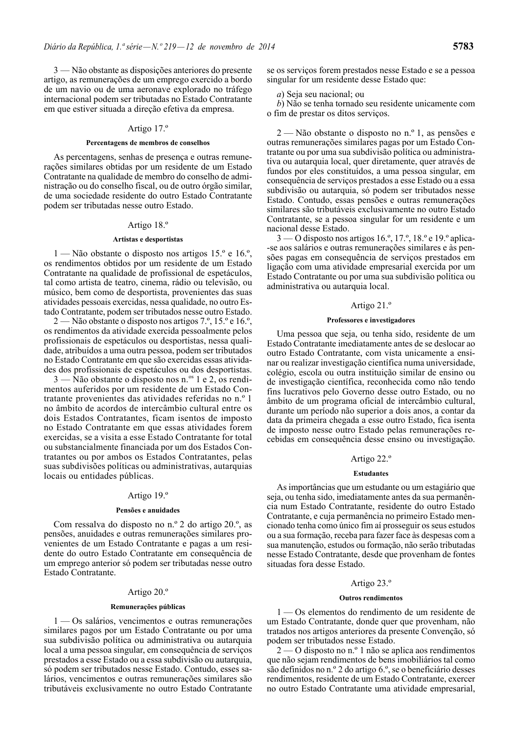3 — Não obstante as disposições anteriores do presente artigo, as remunerações de um emprego exercido a bordo de um navio ou de uma aeronave explorado no tráfego internacional podem ser tributadas no Estado Contratante em que estiver situada a direção efetiva da empresa.

## Artigo 17.º

### Percentagens de membros de conselhos

As percentagens, senhas de presença e outras remunerações similares obtidas por um residente de um Estado Contratante na qualidade de membro do conselho de administração ou do conselho fiscal, ou de outro órgão similar, de uma sociedade residente do outro Estado Contratante podem ser tributadas nesse outro Estado.

## Artigo 18.º

### Artistas e desportistas

1 — Não obstante o disposto nos artigos 15.º e 16.º, os rendimentos obtidos por um residente de um Estado Contratante na qualidade de profissional de espetáculos, tal como artista de teatro, cinema, rádio ou televisão, ou músico, bem como de desportista, provenientes das suas atividades pessoais exercidas, nessa qualidade, no outro Estado Contratante, podem ser tributados nesse outro Estado.

2 — Não obstante o disposto nos artigos 7.º, 15.º e 16.º, os rendimentos da atividade exercida pessoalmente pelos profissionais de espetáculos ou desportistas, nessa qualidade, atribuídos a uma outra pessoa, podem ser tributados no Estado Contratante em que são exercidas essas atividades dos profissionais de espetáculos ou dos desportistas.

3 — Não obstante o disposto nos n.os 1 e 2, os rendimentos auferidos por um residente de um Estado Contratante provenientes das atividades referidas no n.º 1 no âmbito de acordos de intercâmbio cultural entre os dois Estados Contratantes, ficam isentos de imposto no Estado Contratante em que essas atividades forem exercidas, se a visita a esse Estado Contratante for total ou substancialmente financiada por um dos Estados Contratantes ou por ambos os Estados Contratantes, pelas suas subdivisões políticas ou administrativas, autarquias locais ou entidades públicas.

## Artigo 19.º

### Pensões e anuidades

Com ressalva do disposto no n.º 2 do artigo 20.º, as pensões, anuidades e outras remunerações similares provenientes de um Estado Contratante e pagas a um residente do outro Estado Contratante em consequência de um emprego anterior só podem ser tributadas nesse outro Estado Contratante.

## Artigo 20.º

### Remunerações públicas

1 — Os salários, vencimentos e outras remunerações similares pagos por um Estado Contratante ou por uma sua subdivisão política ou administrativa ou autarquia local a uma pessoa singular, em consequência de serviços prestados a esse Estado ou a essa subdivisão ou autarquia, só podem ser tributados nesse Estado. Contudo, esses salários, vencimentos e outras remunerações similares são tributáveis exclusivamente no outro Estado Contratante se os serviços forem prestados nesse Estado e se a pessoa singular for um residente desse Estado que:

*a*) Seja seu nacional; ou

*b*) Não se tenha tornado seu residente unicamente com o fim de prestar os ditos serviços.

2 — Não obstante o disposto no n.º 1, as pensões e outras remunerações similares pagas por um Estado Contratante ou por uma sua subdivisão política ou administrativa ou autarquia local, quer diretamente, quer através de fundos por eles constituídos, a uma pessoa singular, em consequência de serviços prestados a esse Estado ou a essa subdivisão ou autarquia, só podem ser tributados nesse Estado. Contudo, essas pensões e outras remunerações similares são tributáveis exclusivamente no outro Estado Contratante, se a pessoa singular for um residente e um nacional desse Estado.

3 — O disposto nos artigos 16.º, 17.º, 18.º e 19.º aplica-se aos salários e outras remunerações similares e às pensões pagas em consequência de serviços prestados em ligação com uma atividade empresarial exercida por um Estado Contratante ou por uma sua subdivisão política ou administrativa ou autarquia local.

## Artigo 21.º

### Professores e investigadores

Uma pessoa que seja, ou tenha sido, residente de um Estado Contratante imediatamente antes de se deslocar ao outro Estado Contratante, com vista unicamente a ensinar ou realizar investigação científica numa universidade, colégio, escola ou outra instituição similar de ensino ou de investigação científica, reconhecida como não tendo fins lucrativos pelo Governo desse outro Estado, ou no âmbito de um programa oficial de intercâmbio cultural, durante um período não superior a dois anos, a contar da data da primeira chegada a esse outro Estado, fica isenta de imposto nesse outro Estado pelas remunerações recebidas em consequência desse ensino ou investigação.

## Artigo 22.º

### Estudantes

As importâncias que um estudante ou um estagiário que seja, ou tenha sido, imediatamente antes da sua permanência num Estado Contratante, residente do outro Estado Contratante, e cuja permanência no primeiro Estado mencionado tenha como único fim aí prosseguir os seus estudos ou a sua formação, receba para fazer face às despesas com a sua manutenção, estudos ou formação, não serão tributadas nesse Estado Contratante, desde que provenham de fontes situadas fora desse Estado.

## Artigo 23.º

### Outros rendimentos

1 — Os elementos do rendimento de um residente de um Estado Contratante, donde quer que provenham, não tratados nos artigos anteriores da presente Convenção, só podem ser tributados nesse Estado.

2 — O disposto no n.º 1 não se aplica aos rendimentos que não sejam rendimentos de bens imobiliários tal como são definidos no n.º 2 do artigo 6.º, se o beneficiário desses rendimentos, residente de um Estado Contratante, exercer no outro Estado Contratante uma atividade empresarial,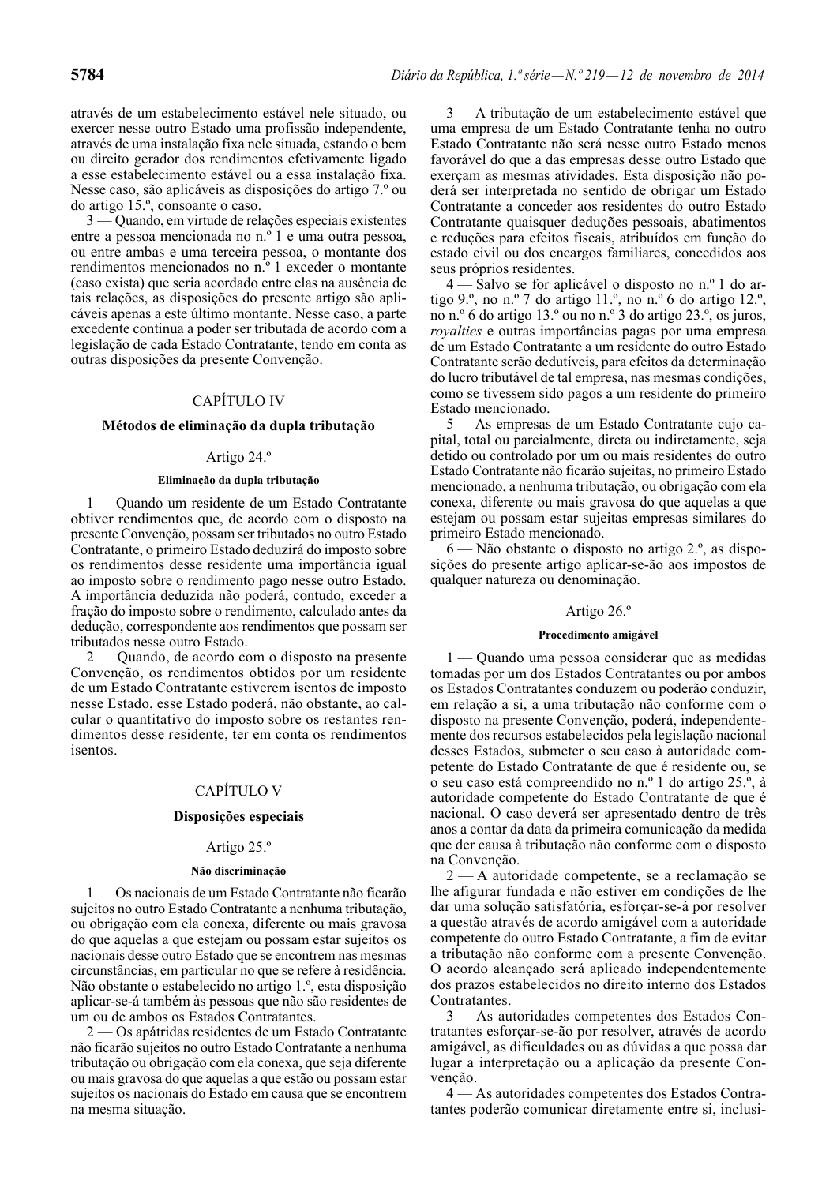através de um estabelecimento estável nele situado, ou exercer nesse outro Estado uma profissão independente, através de uma instalação fixa nele situada, estando o bem ou direito gerador dos rendimentos efetivamente ligado a esse estabelecimento estável ou a essa instalação fixa. Nesse caso, são aplicáveis as disposições do artigo 7.º ou do artigo 15.º, consoante o caso.

3 — Quando, em virtude de relações especiais existentes entre a pessoa mencionada no n.º 1 e uma outra pessoa, ou entre ambas e uma terceira pessoa, o montante dos rendimentos mencionados no n.º 1 exceder o montante (caso exista) que seria acordado entre elas na ausência de tais relações, as disposições do presente artigo são aplicáveis apenas a este último montante. Nesse caso, a parte excedente continua a poder ser tributada de acordo com a legislação de cada Estado Contratante, tendo em conta as outras disposições da presente Convenção.

## CAPÍTULO IV

## Métodos de eliminação da dupla tributação

### Artigo 24.º

#### Eliminação da dupla tributação

1 — Quando um residente de um Estado Contratante obtiver rendimentos que, de acordo com o disposto na presente Convenção, possam ser tributados no outro Estado Contratante, o primeiro Estado deduzirá do imposto sobre os rendimentos desse residente uma importância igual ao imposto sobre o rendimento pago nesse outro Estado. A importância deduzida não poderá, contudo, exceder a fração do imposto sobre o rendimento, calculado antes da dedução, correspondente aos rendimentos que possam ser tributados nesse outro Estado.

2 — Quando, de acordo com o disposto na presente Convenção, os rendimentos obtidos por um residente de um Estado Contratante estiverem isentos de imposto nesse Estado, esse Estado poderá, não obstante, ao calcular o quantitativo do imposto sobre os restantes rendimentos desse residente, ter em conta os rendimentos isentos.

## CAPÍTULO V

## Disposições especiais

### Artigo 25.º

#### Não discriminação

1 — Os nacionais de um Estado Contratante não ficarão sujeitos no outro Estado Contratante a nenhuma tributação, ou obrigação com ela conexa, diferente ou mais gravosa do que aquelas a que estejam ou possam estar sujeitos os nacionais desse outro Estado que se encontrem nas mesmas circunstâncias, em particular no que se refere à residência. Não obstante o estabelecido no artigo 1.º, esta disposição aplicar-se-á também às pessoas que não são residentes de um ou de ambos os Estados Contratantes.

2 — Os apátridas residentes de um Estado Contratante não ficarão sujeitos no outro Estado Contratante a nenhuma tributação ou obrigação com ela conexa, que seja diferente ou mais gravosa do que aquelas a que estão ou possam estar sujeitos os nacionais do Estado em causa que se encontrem na mesma situação.

3 — A tributação de um estabelecimento estável que uma empresa de um Estado Contratante tenha no outro Estado Contratante não será nesse outro Estado menos favorável do que a das empresas desse outro Estado que exerçam as mesmas atividades. Esta disposição não poderá ser interpretada no sentido de obrigar um Estado Contratante a conceder aos residentes do outro Estado Contratante quaisquer deduções pessoais, abatimentos e reduções para efeitos fiscais, atribuídos em função do estado civil ou dos encargos familiares, concedidos aos seus próprios residentes.

4 — Salvo se for aplicável o disposto no n.º 1 do artigo 9.º, no n.º 7 do artigo 11.º, no n.º 6 do artigo 12.º, no n.º 6 do artigo 13.º ou no n.º 3 do artigo 23.º, os juros, *royalties* e outras importâncias pagas por uma empresa de um Estado Contratante a um residente do outro Estado Contratante serão dedutíveis, para efeitos da determinação do lucro tributável de tal empresa, nas mesmas condições, como se tivessem sido pagos a um residente do primeiro Estado mencionado.

5 — As empresas de um Estado Contratante cujo capital, total ou parcialmente, direta ou indiretamente, seja detido ou controlado por um ou mais residentes do outro Estado Contratante não ficarão sujeitas, no primeiro Estado mencionado, a nenhuma tributação, ou obrigação com ela conexa, diferente ou mais gravosa do que aquelas a que estejam ou possam estar sujeitas empresas similares do primeiro Estado mencionado.

6 — Não obstante o disposto no artigo 2.º, as disposições do presente artigo aplicar-se-ão aos impostos de qualquer natureza ou denominação.

### Artigo 26.º

#### Procedimento amigável

1 — Quando uma pessoa considerar que as medidas tomadas por um dos Estados Contratantes ou por ambos os Estados Contratantes conduzem ou poderão conduzir, em relação a si, a uma tributação não conforme com o disposto na presente Convenção, poderá, independentemente dos recursos estabelecidos pela legislação nacional desses Estados, submeter o seu caso à autoridade competente do Estado Contratante de que é residente ou, se o seu caso está compreendido no n.º 1 do artigo 25.º, à autoridade competente do Estado Contratante de que é nacional. O caso deverá ser apresentado dentro de três anos a contar da data da primeira comunicação da medida que der causa à tributação não conforme com o disposto na Convenção.

2 — A autoridade competente, se a reclamação se lhe afigurar fundada e não estiver em condições de lhe dar uma solução satisfatória, esforçar-se-á por resolver a questão através de acordo amigável com a autoridade competente do outro Estado Contratante, a fim de evitar a tributação não conforme com a presente Convenção. O acordo alcançado será aplicado independentemente dos prazos estabelecidos no direito interno dos Estados Contratantes.

3 — As autoridades competentes dos Estados Contratantes esforçar-se-ão por resolver, através de acordo amigável, as dificuldades ou as dúvidas a que possa dar lugar a interpretação ou a aplicação da presente Convenção.

4 — As autoridades competentes dos Estados Contratantes poderão comunicar diretamente entre si, inclusi-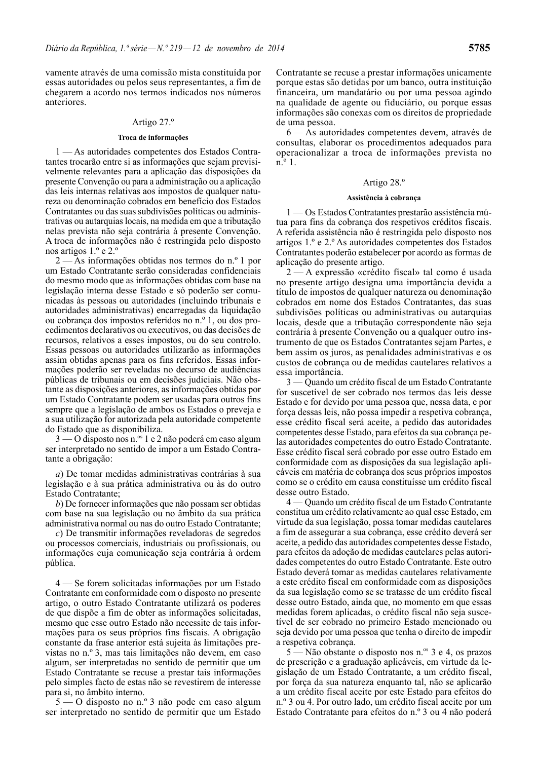vamente através de uma comissão mista constituída por essas autoridades ou pelos seus representantes, a fim de chegarem a acordo nos termos indicados nos números anteriores.

Artigo 27.º

**Troca de informações**

1 — As autoridades competentes dos Estados Contratantes trocarão entre si as informações que sejam previsivelmente relevantes para a aplicação das disposições da presente Convenção ou para a administração ou a aplicação das leis internas relativas aos impostos de qualquer natureza ou denominação cobrados em benefício dos Estados Contratantes ou das suas subdivisões políticas ou administrativas ou autarquias locais, na medida em que a tributação nelas prevista não seja contrária à presente Convenção. A troca de informações não é restringida pelo disposto nos artigos 1.º e 2.º

2 — As informações obtidas nos termos do n.º 1 por um Estado Contratante serão consideradas confidenciais do mesmo modo que as informações obtidas com base na legislação interna desse Estado e só poderão ser comunicadas às pessoas ou autoridades (incluindo tribunais e autoridades administrativas) encarregadas da liquidação ou cobrança dos impostos referidos no n.º 1, ou dos procedimentos declarativos ou executivos, ou das decisões de recursos, relativos a esses impostos, ou do seu controlo. Essas pessoas ou autoridades utilizarão as informações assim obtidas apenas para os fins referidos. Essas informações poderão ser reveladas no decurso de audiências públicas de tribunais ou em decisões judiciais. Não obstante as disposições anteriores, as informações obtidas por um Estado Contratante podem ser usadas para outros fins sempre que a legislação de ambos os Estados o preveja e a sua utilização for autorizada pela autoridade competente do Estado que as disponibiliza.

3 — O disposto nos n.os 1 e 2 não poderá em caso algum ser interpretado no sentido de impor a um Estado Contratante a obrigação:

*a*) De tomar medidas administrativas contrárias à sua legislação e à sua prática administrativa ou às do outro Estado Contratante;

*b*) De fornecer informações que não possam ser obtidas com base na sua legislação ou no âmbito da sua prática administrativa normal ou nas do outro Estado Contratante;

*c*) De transmitir informações reveladoras de segredos ou processos comerciais, industriais ou profissionais, ou informações cuja comunicação seja contrária à ordem pública.

4 — Se forem solicitadas informações por um Estado Contratante em conformidade com o disposto no presente artigo, o outro Estado Contratante utilizará os poderes de que dispõe a fim de obter as informações solicitadas, mesmo que esse outro Estado não necessite de tais informações para os seus próprios fins fiscais. A obrigação constante da frase anterior está sujeita às limitações previstas no n.º 3, mas tais limitações não devem, em caso algum, ser interpretadas no sentido de permitir que um Estado Contratante se recuse a prestar tais informações pelo simples facto de estas não se revestirem de interesse para si, no âmbito interno.

5 — O disposto no n.º 3 não pode em caso algum ser interpretado no sentido de permitir que um Estado Contratante se recuse a prestar informações unicamente porque estas são detidas por um banco, outra instituição financeira, um mandatário ou por uma pessoa agindo na qualidade de agente ou fiduciário, ou porque essas informações são conexas com os direitos de propriedade de uma pessoa.

6 — As autoridades competentes devem, através de consultas, elaborar os procedimentos adequados para operacionalizar a troca de informações prevista no n.º 1.

Artigo 28.º

**Assistência à cobrança**

1 — Os Estados Contratantes prestarão assistência mútua para fins da cobrança dos respetivos créditos fiscais. A referida assistência não é restringida pelo disposto nos artigos 1.º e 2.º As autoridades competentes dos Estados Contratantes poderão estabelecer por acordo as formas de aplicação do presente artigo.

2 — A expressão «crédito fiscal» tal como é usada no presente artigo designa uma importância devida a título de impostos de qualquer natureza ou denominação cobrados em nome dos Estados Contratantes, das suas subdivisões políticas ou administrativas ou autarquias locais, desde que a tributação correspondente não seja contrária à presente Convenção ou a qualquer outro instrumento de que os Estados Contratantes sejam Partes, e bem assim os juros, as penalidades administrativas e os custos de cobrança ou de medidas cautelares relativos a essa importância.

3 — Quando um crédito fiscal de um Estado Contratante for suscetível de ser cobrado nos termos das leis desse Estado e for devido por uma pessoa que, nessa data, e por força dessas leis, não possa impedir a respetiva cobrança, esse crédito fiscal será aceite, a pedido das autoridades competentes desse Estado, para efeitos da sua cobrança pelas autoridades competentes do outro Estado Contratante. Esse crédito fiscal será cobrado por esse outro Estado em conformidade com as disposições da sua legislação aplicáveis em matéria de cobrança dos seus próprios impostos como se o crédito em causa constituísse um crédito fiscal desse outro Estado.

4 — Quando um crédito fiscal de um Estado Contratante constitua um crédito relativamente ao qual esse Estado, em virtude da sua legislação, possa tomar medidas cautelares a fim de assegurar a sua cobrança, esse crédito deverá ser aceite, a pedido das autoridades competentes desse Estado, para efeitos da adoção de medidas cautelares pelas autoridades competentes do outro Estado Contratante. Este outro Estado deverá tomar as medidas cautelares relativamente a este crédito fiscal em conformidade com as disposições da sua legislação como se se tratasse de um crédito fiscal desse outro Estado, ainda que, no momento em que essas medidas forem aplicadas, o crédito fiscal não seja suscetível de ser cobrado no primeiro Estado mencionado ou seja devido por uma pessoa que tenha o direito de impedir a respetiva cobrança.

5 — Não obstante o disposto nos n.os 3 e 4, os prazos de prescrição e a graduação aplicáveis, em virtude da legislação de um Estado Contratante, a um crédito fiscal, por força da sua natureza enquanto tal, não se aplicarão a um crédito fiscal aceite por este Estado para efeitos do n.º 3 ou 4. Por outro lado, um crédito fiscal aceite por um Estado Contratante para efeitos do n.º 3 ou 4 não poderá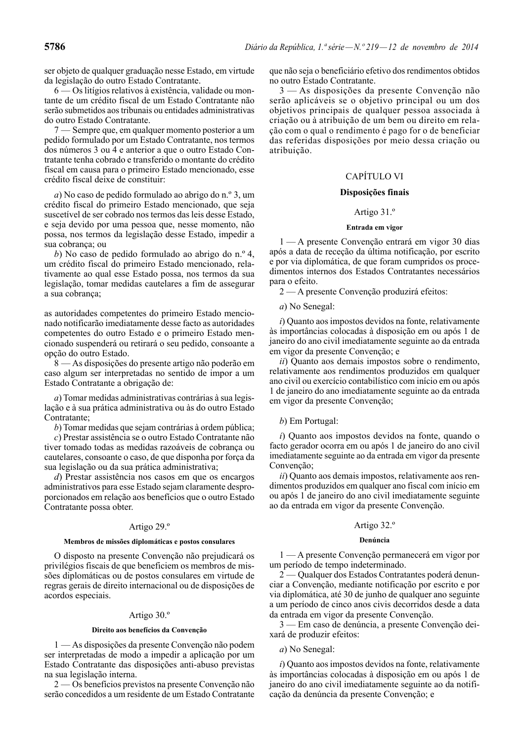ser objeto de qualquer graduação nesse Estado, em virtude da legislação do outro Estado Contratante.

6 — Os litígios relativos à existência, validade ou montante de um crédito fiscal de um Estado Contratante não serão submetidos aos tribunais ou entidades administrativas do outro Estado Contratante.

7 — Sempre que, em qualquer momento posterior a um pedido formulado por um Estado Contratante, nos termos dos números 3 ou 4 e anterior a que o outro Estado Contratante tenha cobrado e transferido o montante do crédito fiscal em causa para o primeiro Estado mencionado, esse crédito fiscal deixe de constituir:

*a*) No caso de pedido formulado ao abrigo do n.º 3, um crédito fiscal do primeiro Estado mencionado, que seja suscetível de ser cobrado nos termos das leis desse Estado, e seja devido por uma pessoa que, nesse momento, não possa, nos termos da legislação desse Estado, impedir a sua cobrança; ou

*b*) No caso de pedido formulado ao abrigo do n.º 4, um crédito fiscal do primeiro Estado mencionado, relativamente ao qual esse Estado possa, nos termos da sua legislação, tomar medidas cautelares a fim de assegurar a sua cobrança;

as autoridades competentes do primeiro Estado mencionado notificarão imediatamente desse facto as autoridades competentes do outro Estado e o primeiro Estado mencionado suspenderá ou retirará o seu pedido, consoante a opção do outro Estado.

8 — As disposições do presente artigo não poderão em caso algum ser interpretadas no sentido de impor a um Estado Contratante a obrigação de:

*a*) Tomar medidas administrativas contrárias à sua legislação e à sua prática administrativa ou às do outro Estado Contratante;

*b*) Tomar medidas que sejam contrárias à ordem pública;

*c*) Prestar assistência se o outro Estado Contratante não tiver tomado todas as medidas razoáveis de cobrança ou cautelares, consoante o caso, de que disponha por força da sua legislação ou da sua prática administrativa;

*d*) Prestar assistência nos casos em que os encargos administrativos para esse Estado sejam claramente desproporcionados em relação aos benefícios que o outro Estado Contratante possa obter.

### Artigo 29.º

#### Membros de missões diplomáticas e postos consulares

O disposto na presente Convenção não prejudicará os privilégios fiscais de que beneficiem os membros de missões diplomáticas ou de postos consulares em virtude de regras gerais de direito internacional ou de disposições de acordos especiais.

### Artigo 30.º

#### Direito aos benefícios da Convenção

1 — As disposições da presente Convenção não podem ser interpretadas de modo a impedir a aplicação por um Estado Contratante das disposições anti-abuso previstas na sua legislação interna.

2 — Os benefícios previstos na presente Convenção não serão concedidos a um residente de um Estado Contratante que não seja o beneficiário efetivo dos rendimentos obtidos no outro Estado Contratante.

3 — As disposições da presente Convenção não serão aplicáveis se o objetivo principal ou um dos objetivos principais de qualquer pessoa associada à criação ou à atribuição de um bem ou direito em relação com o qual o rendimento é pago for o de beneficiar das referidas disposições por meio dessa criação ou atribuição.

## CAPÍTULO VI

## Disposições finais

### Artigo 31.º

#### Entrada em vigor

1 — A presente Convenção entrará em vigor 30 dias após a data de receção da última notificação, por escrito e por via diplomática, de que foram cumpridos os procedimentos internos dos Estados Contratantes necessários para o efeito.

2 — A presente Convenção produzirá efeitos:

*a*) No Senegal:

*i*) Quanto aos impostos devidos na fonte, relativamente às importâncias colocadas à disposição em ou após 1 de janeiro do ano civil imediatamente seguinte ao da entrada em vigor da presente Convenção; e

*ii*) Quanto aos demais impostos sobre o rendimento, relativamente aos rendimentos produzidos em qualquer ano civil ou exercício contabilístico com início em ou após 1 de janeiro do ano imediatamente seguinte ao da entrada em vigor da presente Convenção;

*b*) Em Portugal:

*i*) Quanto aos impostos devidos na fonte, quando o facto gerador ocorra em ou após 1 de janeiro do ano civil imediatamente seguinte ao da entrada em vigor da presente Convenção;

*ii*) Quanto aos demais impostos, relativamente aos rendimentos produzidos em qualquer ano fiscal com início em ou após 1 de janeiro do ano civil imediatamente seguinte ao da entrada em vigor da presente Convenção.

### Artigo 32.º

#### Denúncia

1 — A presente Convenção permanecerá em vigor por um período de tempo indeterminado.

2 — Qualquer dos Estados Contratantes poderá denunciar a Convenção, mediante notificação por escrito e por via diplomática, até 30 de junho de qualquer ano seguinte a um período de cinco anos civis decorridos desde a data da entrada em vigor da presente Convenção.

3 — Em caso de denúncia, a presente Convenção deixará de produzir efeitos:

*a*) No Senegal:

*i*) Quanto aos impostos devidos na fonte, relativamente às importâncias colocadas à disposição em ou após 1 de janeiro do ano civil imediatamente seguinte ao da notificação da denúncia da presente Convenção; e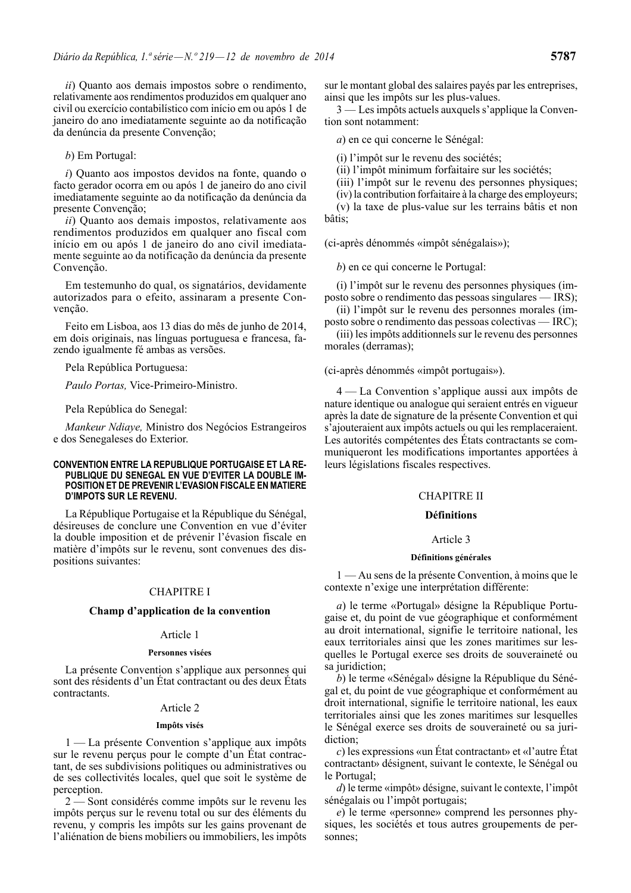*ii*) Quanto aos demais impostos sobre o rendimento, relativamente aos rendimentos produzidos em qualquer ano civil ou exercício contabilístico com início em ou após 1 de janeiro do ano imediatamente seguinte ao da notificação da denúncia da presente Convenção;

*b*) Em Portugal:

*i*) Quanto aos impostos devidos na fonte, quando o facto gerador ocorra em ou após 1 de janeiro do ano civil imediatamente seguinte ao da notificação da denúncia da presente Convenção;

*ii*) Quanto aos demais impostos, relativamente aos rendimentos produzidos em qualquer ano fiscal com início em ou após 1 de janeiro do ano civil imediatamente seguinte ao da notificação da denúncia da presente Convenção.

Em testemunho do qual, os signatários, devidamente autorizados para o efeito, assinaram a presente Convenção.

Feito em Lisboa, aos 13 dias do mês de junho de 2014, em dois originais, nas línguas portuguesa e francesa, fazendo igualmente fé ambas as versões.

Pela República Portuguesa:

*Paulo Portas,* Vice-Primeiro-Ministro.

Pela República do Senegal:

*Mankeur Ndiaye,* Ministro dos Negócios Estrangeiros e dos Senegaleses do Exterior.

**CONVENTION ENTRE LA REPUBLIQUE PORTUGAISE ET LA REPUBLIQUE DU SENEGAL EN VUE D'EVITER LA DOUBLE IMPOSITION ET DE PREVENIR L'EVASION FISCALE EN MATIERE D'IMPOTS SUR LE REVENU.**

La République Portugaise et la République du Sénégal, désireuses de conclure une Convention en vue d'éviter la double imposition et de prévenir l'évasion fiscale en matière d'impôts sur le revenu, sont convenues des dispositions suivantes:

## CHAPITRE I

### Champ d'application de la convention

Article 1

**Personnes visées**

La présente Convention s'applique aux personnes qui sont des résidents d'un État contractant ou des deux États contractants.

Article 2

**Impôts visés**

1 — La présente Convention s'applique aux impôts sur le revenu perçus pour le compte d'un État contractant, de ses subdivisions politiques ou administratives ou de ses collectivités locales, quel que soit le système de perception.

2 — Sont considérés comme impôts sur le revenu les impôts perçus sur le revenu total ou sur des éléments du revenu, y compris les impôts sur les gains provenant de l'aliénation de biens mobiliers ou immobiliers, les impôts sur le montant global des salaires payés par les entreprises, ainsi que les impôts sur les plus-values.

3 — Les impôts actuels auxquels s'applique la Convention sont notamment:

*a*) en ce qui concerne le Sénégal:

(i) l'impôt sur le revenu des sociétés;
(ii) l'impôt minimum forfaitaire sur les sociétés;
(iii) l'impôt sur le revenu des personnes physiques;
(iv) la contribution forfaitaire à la charge des employeurs;
(v) la taxe de plus-value sur les terrains bâtis et non bâtis;

(ci-après dénommés «impôt sénégalais»);

*b*) en ce qui concerne le Portugal:

(i) l'impôt sur le revenu des personnes physiques (imposto sobre o rendimento das pessoas singulares — IRS);
(ii) l'impôt sur le revenu des personnes morales (imposto sobre o rendimento das pessoas colectivas — IRC);
(iii) les impôts additionnels sur le revenu des personnes morales (derramas);

(ci-après dénommés «impôt portugais»).

4 — La Convention s'applique aussi aux impôts de nature identique ou analogue qui seraient entrés en vigueur après la date de signature de la présente Convention et qui s'ajouteraient aux impôts actuels ou qui les remplaceraient. Les autorités compétentes des États contractants se communiqueront les modifications importantes apportées à leurs législations fiscales respectives.

## CHAPITRE II

### Définitions

Article 3

**Définitions générales**

1 — Au sens de la présente Convention, à moins que le contexte n'exige une interprétation différente:

*a*) le terme «Portugal» désigne la République Portugaise et, du point de vue géographique et conformément au droit international, signifie le territoire national, les eaux territoriales ainsi que les zones maritimes sur lesquelles le Portugal exerce ses droits de souveraineté ou sa juridiction;

*b*) le terme «Sénégal» désigne la République du Sénégal et, du point de vue géographique et conformément au droit international, signifie le territoire national, les eaux territoriales ainsi que les zones maritimes sur lesquelles le Sénégal exerce ses droits de souveraineté ou sa juridiction;

*c*) les expressions «un État contractant» et «l'autre État contractant» désignent, suivant le contexte, le Sénégal ou le Portugal;

*d*) le terme «impôt» désigne, suivant le contexte, l'impôt sénégalais ou l'impôt portugais;

*e*) le terme «personne» comprend les personnes physiques, les sociétés et tous autres groupements de personnes;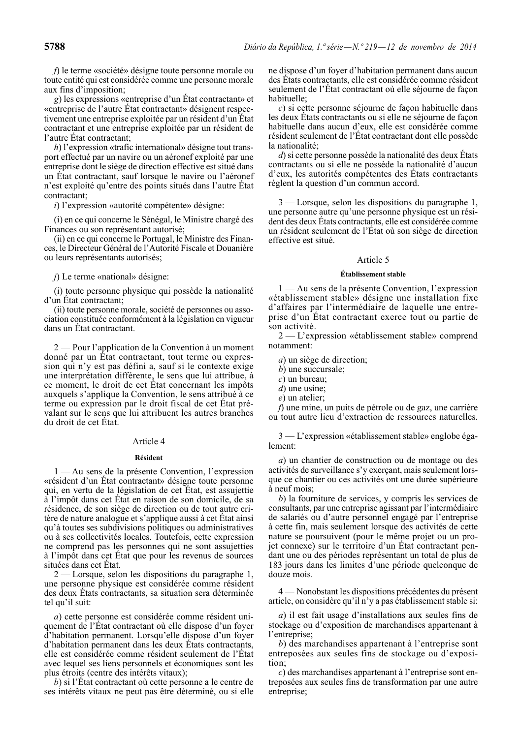*f*) le terme «société» désigne toute personne morale ou toute entité qui est considérée comme une personne morale aux fins d'imposition;

*g*) les expressions «entreprise d'un État contractant» et «entreprise de l'autre État contractant» désignent respectivement une entreprise exploitée par un résident d'un État contractant et une entreprise exploitée par un résident de l'autre État contractant;

*h*) l'expression «trafic international» désigne tout transport effectué par un navire ou un aéronef exploité par une entreprise dont le siège de direction effective est situé dans un État contractant, sauf lorsque le navire ou l'aéronef n'est exploité qu'entre des points situés dans l'autre État contractant;

*i*) l'expression «autorité compétente» désigne:

(i) en ce qui concerne le Sénégal, le Ministre chargé des Finances ou son représentant autorisé;

(ii) en ce qui concerne le Portugal, le Ministre des Finances, le Directeur Général de l'Autorité Fiscale et Douanière ou leurs représentants autorisés;

*j*) Le terme «national» désigne:

(i) toute personne physique qui possède la nationalité d'un État contractant;

(ii) toute personne morale, société de personnes ou association constituée conformément à la législation en vigueur dans un État contractant.

2 — Pour l'application de la Convention à un moment donné par un État contractant, tout terme ou expression qui n'y est pas défini a, sauf si le contexte exige une interprétation différente, le sens que lui attribue, à ce moment, le droit de cet État concernant les impôts auxquels s'applique la Convention, le sens attribué à ce terme ou expression par le droit fiscal de cet État prévalant sur le sens que lui attribuent les autres branches du droit de cet État.

## Article 4

### Résident

1 — Au sens de la présente Convention, l'expression «résident d'un État contractant» désigne toute personne qui, en vertu de la législation de cet État, est assujettie à l'impôt dans cet État en raison de son domicile, de sa résidence, de son siège de direction ou de tout autre critère de nature analogue et s'applique aussi à cet État ainsi qu'à toutes ses subdivisions politiques ou administratives ou à ses collectivités locales. Toutefois, cette expression ne comprend pas les personnes qui ne sont assujetties à l'impôt dans cet État que pour les revenus de sources situées dans cet État.

2 — Lorsque, selon les dispositions du paragraphe 1, une personne physique est considérée comme résident des deux États contractants, sa situation sera déterminée tel qu'il suit:

*a*) cette personne est considérée comme résident uniquement de l'État contractant où elle dispose d'un foyer d'habitation permanent. Lorsqu'elle dispose d'un foyer d'habitation permanent dans les deux États contractants, elle est considérée comme résident seulement de l'État avec lequel ses liens personnels et économiques sont les plus étroits (centre des intérêts vitaux);

*b*) si l'État contractant où cette personne a le centre de ses intérêts vitaux ne peut pas être déterminé, ou si elle ne dispose d'un foyer d'habitation permanent dans aucun des États contractants, elle est considérée comme résident seulement de l'État contractant où elle séjourne de façon habituelle;

*c*) si cette personne séjourne de façon habituelle dans les deux États contractants ou si elle ne séjourne de façon habituelle dans aucun d'eux, elle est considérée comme résident seulement de l'État contractant dont elle possède la nationalité;

*d*) si cette personne possède la nationalité des deux États contractants ou si elle ne possède la nationalité d'aucun d'eux, les autorités compétentes des États contractants règlent la question d'un commun accord.

3 — Lorsque, selon les dispositions du paragraphe 1, une personne autre qu'une personne physique est un résident des deux États contractants, elle est considérée comme un résident seulement de l'État où son siège de direction effective est situé.

## Article 5

### Établissement stable

1 — Au sens de la présente Convention, l'expression «établissement stable» désigne une installation fixe d'affaires par l'intermédiaire de laquelle une entreprise d'un État contractant exerce tout ou partie de son activité.

2 — L'expression «établissement stable» comprend notamment:

*a*) un siège de direction;
*b*) une succursale;
*c*) un bureau;
*d*) une usine;
*e*) un atelier;
*f*) une mine, un puits de pétrole ou de gaz, une carrière ou tout autre lieu d'extraction de ressources naturelles.

3 — L'expression «établissement stable» englobe également:

*a*) un chantier de construction ou de montage ou des activités de surveillance s'y exerçant, mais seulement lorsque ce chantier ou ces activités ont une durée supérieure à neuf mois;

*b*) la fourniture de services, y compris les services de consultants, par une entreprise agissant par l'intermédiaire de salariés ou d'autre personnel engagé par l'entreprise à cette fin, mais seulement lorsque des activités de cette nature se poursuivent (pour le même projet ou un projet connexe) sur le territoire d'un État contractant pendant une ou des périodes représentant un total de plus de 183 jours dans les limites d'une période quelconque de douze mois.

4 — Nonobstant les dispositions précédentes du présent article, on considère qu'il n'y a pas établissement stable si:

*a*) il est fait usage d'installations aux seules fins de stockage ou d'exposition de marchandises appartenant à l'entreprise;

*b*) des marchandises appartenant à l'entreprise sont entreposées aux seules fins de stockage ou d'exposition;

*c*) des marchandises appartenant à l'entreprise sont entreposées aux seules fins de transformation par une autre entreprise;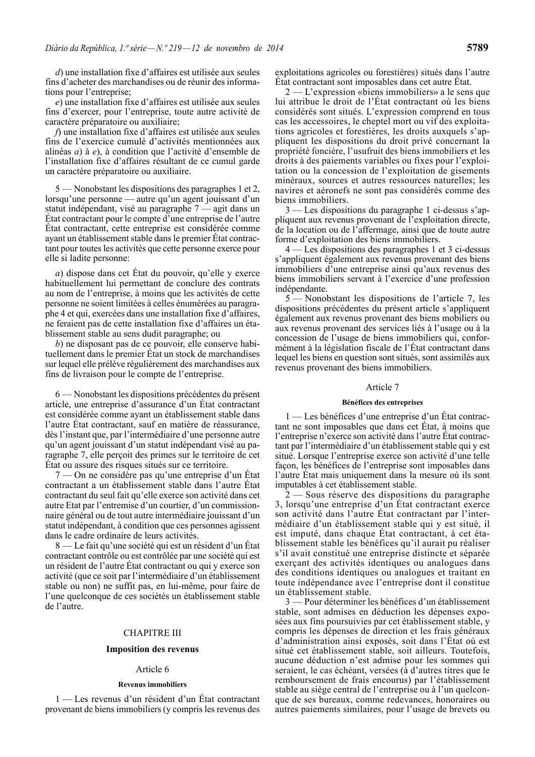*d*) une installation fixe d'affaires est utilisée aux seules fins d'acheter des marchandises ou de réunir des informations pour l'entreprise;

*e*) une installation fixe d'affaires est utilisée aux seules fins d'exercer, pour l'entreprise, toute autre activité de caractère préparatoire ou auxiliaire;

*f*) une installation fixe d'affaires est utilisée aux seules fins de l'exercice cumulé d'activités mentionnées aux alinéas *a*) à *e*), à condition que l'activité d'ensemble de l'installation fixe d'affaires résultant de ce cumul garde un caractère préparatoire ou auxiliaire.

5 — Nonobstant les dispositions des paragraphes 1 et 2, lorsqu'une personne — autre qu'un agent jouissant d'un statut indépendant, visé au paragraphe 7 — agit dans un État contractant pour le compte d'une entreprise de l'autre État contractant, cette entreprise est considérée comme ayant un établissement stable dans le premier État contractant pour toutes les activités que cette personne exerce pour elle si ladite personne:

*a*) dispose dans cet État du pouvoir, qu'elle y exerce habituellement lui permettant de conclure des contrats au nom de l'entreprise, à moins que les activités de cette personne ne soient limitées à celles énumérées au paragraphe 4 et qui, exercées dans une installation fixe d'affaires, ne feraient pas de cette installation fixe d'affaires un établissement stable au sens dudit paragraphe; ou

*b*) ne disposant pas de ce pouvoir, elle conserve habituellement dans le premier État un stock de marchandises sur lequel elle prélève régulièrement des marchandises aux fins de livraison pour le compte de l'entreprise.

6 — Nonobstant les dispositions précédentes du présent article, une entreprise d'assurance d'un État contractant est considérée comme ayant un établissement stable dans l'autre État contractant, sauf en matière de réassurance, dès l'instant que, par l'intermédiaire d'une personne autre qu'un agent jouissant d'un statut indépendant visé au paragraphe 7, elle perçoit des primes sur le territoire de cet État ou assure des risques situés sur ce territoire.

7 — On ne considère pas qu'une entreprise d'un État contractant a un établissement stable dans l'autre État contractant du seul fait qu'elle exerce son activité dans cet autre Etat par l'entremise d'un courtier, d'un commissionnaire général ou de tout autre intermédiaire jouissant d'un statut indépendant, à condition que ces personnes agissent dans le cadre ordinaire de leurs activités.

8 — Le fait qu'une société qui est un résident d'un État contractant contrôle ou est contrôlée par une société qui est un résident de l'autre État contractant ou qui y exerce son activité (que ce soit par l'intermédiaire d'un établissement stable ou non) ne suffit pas, en lui-même, pour faire de l'une quelconque de ces sociétés un établissement stable de l'autre.

## CHAPITRE III

### Imposition des revenus

#### Article 6

**Revenus immobiliers**

1 — Les revenus d'un résident d'un État contractant provenant de biens immobiliers (y compris les revenus des exploitations agricoles ou forestières) situés dans l'autre État contractant sont imposables dans cet autre État.

2 — L'expression «biens immobiliers» a le sens que lui attribue le droit de l'État contractant où les biens considérés sont situés. L'expression comprend en tous cas les accessoires, le cheptel mort ou vif des exploitations agricoles et forestières, les droits auxquels s'appliquent les dispositions du droit privé concernant la propriété foncière, l'usufruit des biens immobiliers et les droits à des paiements variables ou fixes pour l'exploitation ou la concession de l'exploitation de gisements minéraux, sources et autres ressources naturelles; les navires et aéronefs ne sont pas considérés comme des biens immobiliers.

3 — Les dispositions du paragraphe 1 ci-dessus s'appliquent aux revenus provenant de l'exploitation directe, de la location ou de l'affermage, ainsi que de toute autre forme d'exploitation des biens immobiliers.

4 — Les dispositions des paragraphes 1 et 3 ci-dessus s'appliquent également aux revenus provenant des biens immobiliers d'une entreprise ainsi qu'aux revenus des biens immobiliers servant à l'exercice d'une profession indépendante.

5 — Nonobstant les dispositions de l'article 7, les dispositions précédentes du présent article s'appliquent également aux revenus provenant des biens mobiliers ou aux revenus provenant des services liés à l'usage ou à la concession de l'usage de biens immobiliers qui, conformément à la législation fiscale de l'État contractant dans lequel les biens en question sont situés, sont assimilés aux revenus provenant des biens immobiliers.

#### Article 7

**Bénéfices des entreprises**

1 — Les bénéfices d'une entreprise d'un État contractant ne sont imposables que dans cet État, à moins que l'entreprise n'exerce son activité dans l'autre État contractant par l'intermédiaire d'un établissement stable qui y est situé. Lorsque l'entreprise exerce son activité d'une telle façon, les bénéfices de l'entreprise sont imposables dans l'autre État mais uniquement dans la mesure où ils sont imputables à cet établissement stable.

2 — Sous réserve des dispositions du paragraphe 3, lorsqu'une entreprise d'un État contractant exerce son activité dans l'autre État contractant par l'intermédiaire d'un établissement stable qui y est situé, il est imputé, dans chaque État contractant, à cet établissement stable les bénéfices qu'il aurait pu réaliser s'il avait constitué une entreprise distincte et séparée exerçant des activités identiques ou analogues dans des conditions identiques ou analogues et traitant en toute indépendance avec l'entreprise dont il constitue un établissement stable.

3 — Pour déterminer les bénéfices d'un établissement stable, sont admises en déduction les dépenses exposées aux fins poursuivies par cet établissement stable, y compris les dépenses de direction et les frais généraux d'administration ainsi exposés, soit dans l'État où est situé cet établissement stable, soit ailleurs. Toutefois, aucune déduction n'est admise pour les sommes qui seraient, le cas échéant, versées (à d'autres titres que le remboursement de frais encourus) par l'établissement stable au siège central de l'entreprise ou à l'un quelconque de ses bureaux, comme redevances, honoraires ou autres paiements similaires, pour l'usage de brevets ou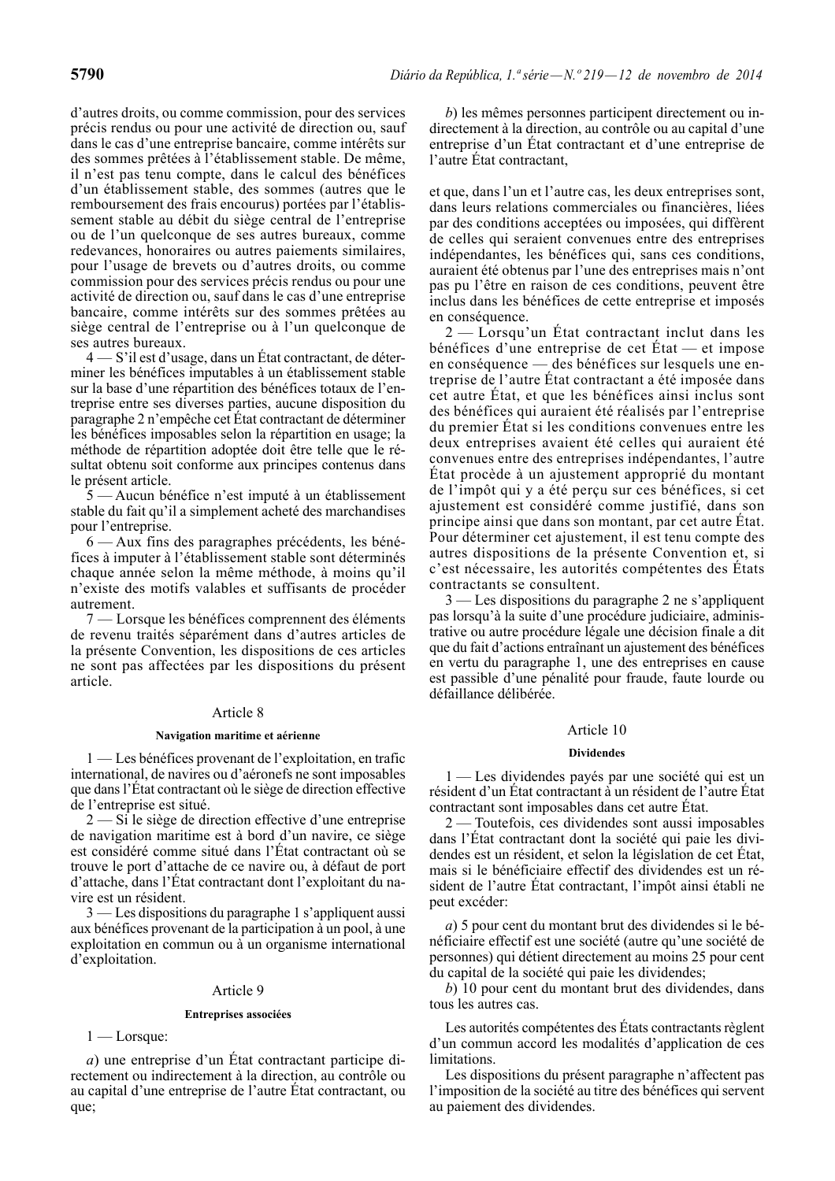d'autres droits, ou comme commission, pour des services précis rendus ou pour une activité de direction ou, sauf dans le cas d'une entreprise bancaire, comme intérêts sur des sommes prêtées à l'établissement stable. De même, il n'est pas tenu compte, dans le calcul des bénéfices d'un établissement stable, des sommes (autres que le remboursement des frais encourus) portées par l'établissement stable au débit du siège central de l'entreprise ou de l'un quelconque de ses autres bureaux, comme redevances, honoraires ou autres paiements similaires, pour l'usage de brevets ou d'autres droits, ou comme commission pour des services précis rendus ou pour une activité de direction ou, sauf dans le cas d'une entreprise bancaire, comme intérêts sur des sommes prêtées au siège central de l'entreprise ou à l'un quelconque de ses autres bureaux.

4 — S'il est d'usage, dans un État contractant, de déterminer les bénéfices imputables à un établissement stable sur la base d'une répartition des bénéfices totaux de l'entreprise entre ses diverses parties, aucune disposition du paragraphe 2 n'empêche cet État contractant de déterminer les bénéfices imposables selon la répartition en usage; la méthode de répartition adoptée doit être telle que le résultat obtenu soit conforme aux principes contenus dans le présent article.

5 — Aucun bénéfice n'est imputé à un établissement stable du fait qu'il a simplement acheté des marchandises pour l'entreprise.

6 — Aux fins des paragraphes précédents, les bénéfices à imputer à l'établissement stable sont déterminés chaque année selon la même méthode, à moins qu'il n'existe des motifs valables et suffisants de procéder autrement.

7 — Lorsque les bénéfices comprennent des éléments de revenu traités séparément dans d'autres articles de la présente Convention, les dispositions de ces articles ne sont pas affectées par les dispositions du présent article.

## Article 8

### Navigation maritime et aérienne

1 — Les bénéfices provenant de l'exploitation, en trafic international, de navires ou d'aéronefs ne sont imposables que dans l'État contractant où le siège de direction effective de l'entreprise est situé.

2 — Si le siège de direction effective d'une entreprise de navigation maritime est à bord d'un navire, ce siège est considéré comme situé dans l'État contractant où se trouve le port d'attache de ce navire ou, à défaut de port d'attache, dans l'État contractant dont l'exploitant du navire est un résident.

3 — Les dispositions du paragraphe 1 s'appliquent aussi aux bénéfices provenant de la participation à un pool, à une exploitation en commun ou à un organisme international d'exploitation.

## Article 9

### Entreprises associées

1 — Lorsque:

*a*) une entreprise d'un État contractant participe directement ou indirectement à la direction, au contrôle ou au capital d'une entreprise de l'autre État contractant, ou que;

*b*) les mêmes personnes participent directement ou indirectement à la direction, au contrôle ou au capital d'une entreprise d'un État contractant et d'une entreprise de l'autre État contractant,

et que, dans l'un et l'autre cas, les deux entreprises sont, dans leurs relations commerciales ou financières, liées par des conditions acceptées ou imposées, qui diffèrent de celles qui seraient convenues entre des entreprises indépendantes, les bénéfices qui, sans ces conditions, auraient été obtenus par l'une des entreprises mais n'ont pas pu l'être en raison de ces conditions, peuvent être inclus dans les bénéfices de cette entreprise et imposés en conséquence.

2 — Lorsqu'un État contractant inclut dans les bénéfices d'une entreprise de cet État — et impose en conséquence — des bénéfices sur lesquels une entreprise de l'autre État contractant a été imposée dans cet autre État, et que les bénéfices ainsi inclus sont des bénéfices qui auraient été réalisés par l'entreprise du premier État si les conditions convenues entre les deux entreprises avaient été celles qui auraient été convenues entre des entreprises indépendantes, l'autre État procède à un ajustement approprié du montant de l'impôt qui y a été perçu sur ces bénéfices, si cet ajustement est considéré comme justifié, dans son principe ainsi que dans son montant, par cet autre État. Pour déterminer cet ajustement, il est tenu compte des autres dispositions de la présente Convention et, si c'est nécessaire, les autorités compétentes des États contractants se consultent.

3 — Les dispositions du paragraphe 2 ne s'appliquent pas lorsqu'à la suite d'une procédure judiciaire, administrative ou autre procédure légale une décision finale a dit que du fait d'actions entraînant un ajustement des bénéfices en vertu du paragraphe 1, une des entreprises en cause est passible d'une pénalité pour fraude, faute lourde ou défaillance délibérée.

## Article 10

### Dividendes

1 — Les dividendes payés par une société qui est un résident d'un État contractant à un résident de l'autre État contractant sont imposables dans cet autre État.

2 — Toutefois, ces dividendes sont aussi imposables dans l'État contractant dont la société qui paie les dividendes est un résident, et selon la législation de cet État, mais si le bénéficiaire effectif des dividendes est un résident de l'autre État contractant, l'impôt ainsi établi ne peut excéder:

*a*) 5 pour cent du montant brut des dividendes si le bénéficiaire effectif est une société (autre qu'une société de personnes) qui détient directement au moins 25 pour cent du capital de la société qui paie les dividendes;

*b*) 10 pour cent du montant brut des dividendes, dans tous les autres cas.

Les autorités compétentes des États contractants règlent d'un commun accord les modalités d'application de ces limitations.

Les dispositions du présent paragraphe n'affectent pas l'imposition de la société au titre des bénéfices qui servent au paiement des dividendes.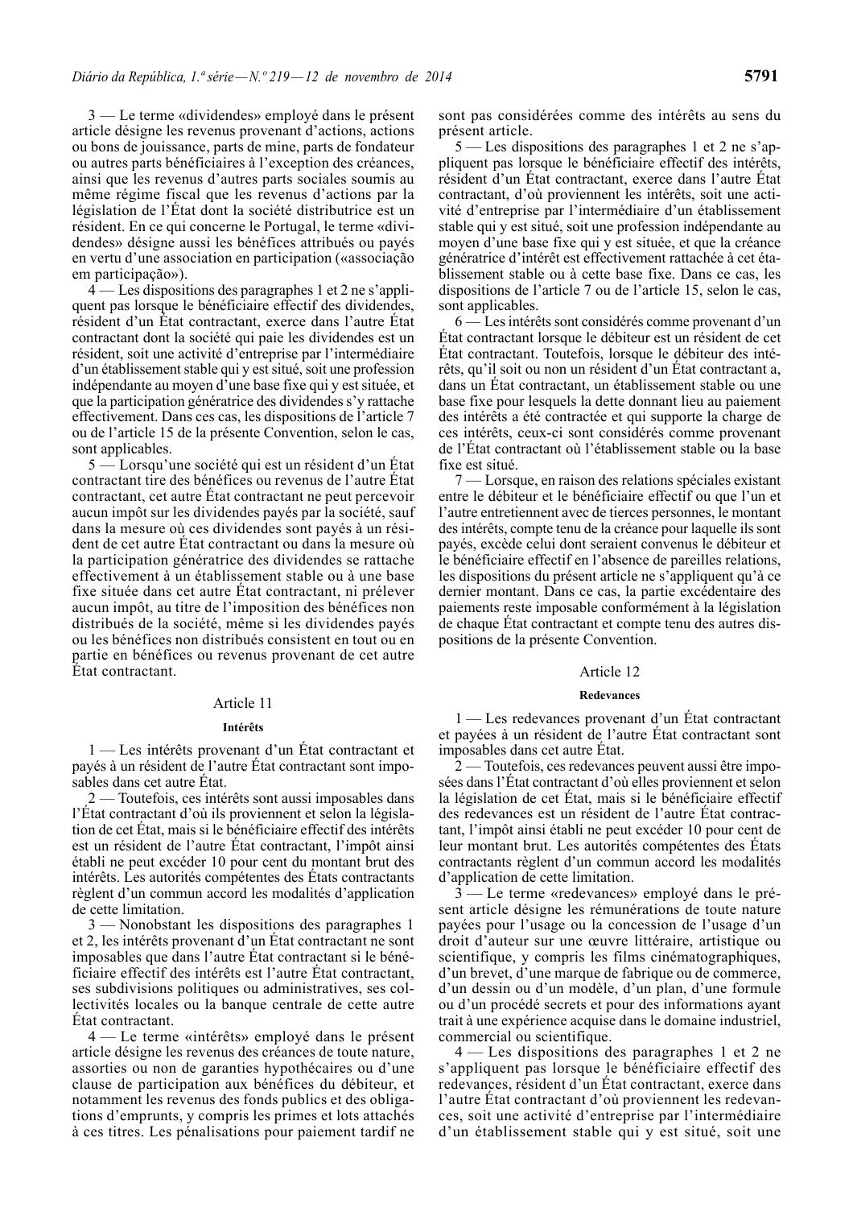3 — Le terme «dividendes» employé dans le présent article désigne les revenus provenant d'actions, actions ou bons de jouissance, parts de mine, parts de fondateur ou autres parts bénéficiaires à l'exception des créances, ainsi que les revenus d'autres parts sociales soumis au même régime fiscal que les revenus d'actions par la législation de l'État dont la société distributrice est un résident. En ce qui concerne le Portugal, le terme «dividendes» désigne aussi les bénéfices attribués ou payés en vertu d'une association en participation («associação em participação»).

4 — Les dispositions des paragraphes 1 et 2 ne s'appliquent pas lorsque le bénéficiaire effectif des dividendes, résident d'un État contractant, exerce dans l'autre État contractant dont la société qui paie les dividendes est un résident, soit une activité d'entreprise par l'intermédiaire d'un établissement stable qui y est situé, soit une profession indépendante au moyen d'une base fixe qui y est située, et que la participation génératrice des dividendes s'y rattache effectivement. Dans ces cas, les dispositions de l'article 7 ou de l'article 15 de la présente Convention, selon le cas, sont applicables.

5 — Lorsqu'une société qui est un résident d'un État contractant tire des bénéfices ou revenus de l'autre État contractant, cet autre État contractant ne peut percevoir aucun impôt sur les dividendes payés par la société, sauf dans la mesure où ces dividendes sont payés à un résident de cet autre État contractant ou dans la mesure où la participation génératrice des dividendes se rattache effectivement à un établissement stable ou à une base fixe située dans cet autre État contractant, ni prélever aucun impôt, au titre de l'imposition des bénéfices non distribués de la société, même si les dividendes payés ou les bénéfices non distribués consistent en tout ou en partie en bénéfices ou revenus provenant de cet autre État contractant.

## Article 11

### Intérêts

1 — Les intérêts provenant d'un État contractant et payés à un résident de l'autre État contractant sont imposables dans cet autre État.

2 — Toutefois, ces intérêts sont aussi imposables dans l'État contractant d'où ils proviennent et selon la législation de cet État, mais si le bénéficiaire effectif des intérêts est un résident de l'autre État contractant, l'impôt ainsi établi ne peut excéder 10 pour cent du montant brut des intérêts. Les autorités compétentes des États contractants règlent d'un commun accord les modalités d'application de cette limitation.

3 — Nonobstant les dispositions des paragraphes 1 et 2, les intérêts provenant d'un État contractant ne sont imposables que dans l'autre État contractant si le bénéficiaire effectif des intérêts est l'autre État contractant, ses subdivisions politiques ou administratives, ses collectivités locales ou la banque centrale de cette autre État contractant.

4 — Le terme «intérêts» employé dans le présent article désigne les revenus des créances de toute nature, assorties ou non de garanties hypothécaires ou d'une clause de participation aux bénéfices du débiteur, et notamment les revenus des fonds publics et des obligations d'emprunts, y compris les primes et lots attachés à ces titres. Les pénalisations pour paiement tardif ne sont pas considérées comme des intérêts au sens du présent article.

5 — Les dispositions des paragraphes 1 et 2 ne s'appliquent pas lorsque le bénéficiaire effectif des intérêts, résident d'un État contractant, exerce dans l'autre État contractant, d'où proviennent les intérêts, soit une activité d'entreprise par l'intermédiaire d'un établissement stable qui y est situé, soit une profession indépendante au moyen d'une base fixe qui y est située, et que la créance génératrice d'intérêt est effectivement rattachée à cet établissement stable ou à cette base fixe. Dans ce cas, les dispositions de l'article 7 ou de l'article 15, selon le cas, sont applicables.

6 — Les intérêts sont considérés comme provenant d'un État contractant lorsque le débiteur est un résident de cet État contractant. Toutefois, lorsque le débiteur des intérêts, qu'il soit ou non un résident d'un État contractant a, dans un État contractant, un établissement stable ou une base fixe pour lesquels la dette donnant lieu au paiement des intérêts a été contractée et qui supporte la charge de ces intérêts, ceux-ci sont considérés comme provenant de l'État contractant où l'établissement stable ou la base fixe est situé.

7 — Lorsque, en raison des relations spéciales existant entre le débiteur et le bénéficiaire effectif ou que l'un et l'autre entretiennent avec de tierces personnes, le montant des intérêts, compte tenu de la créance pour laquelle ils sont payés, excède celui dont seraient convenus le débiteur et le bénéficiaire effectif en l'absence de pareilles relations, les dispositions du présent article ne s'appliquent qu'à ce dernier montant. Dans ce cas, la partie excédentaire des paiements reste imposable conformément à la législation de chaque État contractant et compte tenu des autres dispositions de la présente Convention.

## Article 12

### Redevances

1 — Les redevances provenant d'un État contractant et payées à un résident de l'autre État contractant sont imposables dans cet autre État.

2 — Toutefois, ces redevances peuvent aussi être imposées dans l'État contractant d'où elles proviennent et selon la législation de cet État, mais si le bénéficiaire effectif des redevances est un résident de l'autre État contractant, l'impôt ainsi établi ne peut excéder 10 pour cent de leur montant brut. Les autorités compétentes des États contractants règlent d'un commun accord les modalités d'application de cette limitation.

3 — Le terme «redevances» employé dans le présent article désigne les rémunérations de toute nature payées pour l'usage ou la concession de l'usage d'un droit d'auteur sur une œuvre littéraire, artistique ou scientifique, y compris les films cinématographiques, d'un brevet, d'une marque de fabrique ou de commerce, d'un dessin ou d'un modèle, d'un plan, d'une formule ou d'un procédé secrets et pour des informations ayant trait à une expérience acquise dans le domaine industriel, commercial ou scientifique.

4 — Les dispositions des paragraphes 1 et 2 ne s'appliquent pas lorsque le bénéficiaire effectif des redevances, résident d'un État contractant, exerce dans l'autre État contractant d'où proviennent les redevances, soit une activité d'entreprise par l'intermédiaire d'un établissement stable qui y est situé, soit une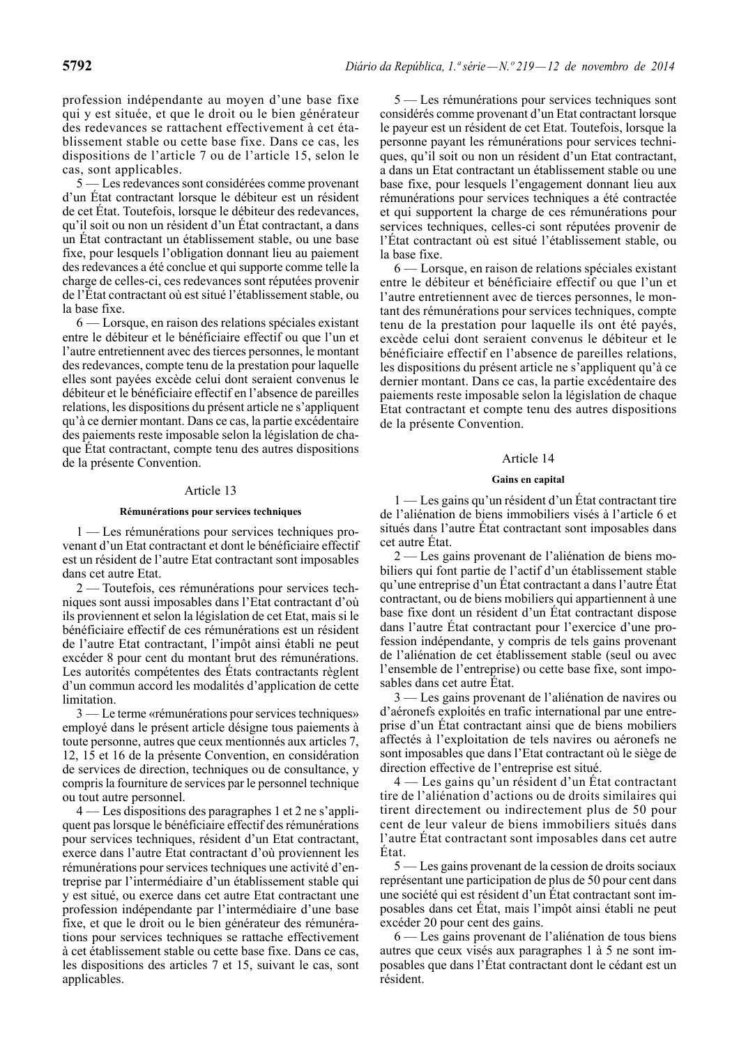profession indépendante au moyen d'une base fixe qui y est située, et que le droit ou le bien générateur des redevances se rattachent effectivement à cet établissement stable ou cette base fixe. Dans ce cas, les dispositions de l'article 7 ou de l'article 15, selon le cas, sont applicables.

5 — Les redevances sont considérées comme provenant d'un État contractant lorsque le débiteur est un résident de cet État. Toutefois, lorsque le débiteur des redevances, qu'il soit ou non un résident d'un État contractant, a dans un État contractant un établissement stable, ou une base fixe, pour lesquels l'obligation donnant lieu au paiement des redevances a été conclue et qui supporte comme telle la charge de celles-ci, ces redevances sont réputées provenir de l'État contractant où est situé l'établissement stable, ou la base fixe.

6 — Lorsque, en raison des relations spéciales existant entre le débiteur et le bénéficiaire effectif ou que l'un et l'autre entretiennent avec des tierces personnes, le montant des redevances, compte tenu de la prestation pour laquelle elles sont payées excède celui dont seraient convenus le débiteur et le bénéficiaire effectif en l'absence de pareilles relations, les dispositions du présent article ne s'appliquent qu'à ce dernier montant. Dans ce cas, la partie excédentaire des paiements reste imposable selon la législation de chaque État contractant, compte tenu des autres dispositions de la présente Convention.

## Article 13

### Rémunérations pour services techniques

1 — Les rémunérations pour services techniques provenant d'un Etat contractant et dont le bénéficiaire effectif est un résident de l'autre Etat contractant sont imposables dans cet autre Etat.

2 — Toutefois, ces rémunérations pour services techniques sont aussi imposables dans l'Etat contractant d'où ils proviennent et selon la législation de cet Etat, mais si le bénéficiaire effectif de ces rémunérations est un résident de l'autre Etat contractant, l'impôt ainsi établi ne peut excéder 8 pour cent du montant brut des rémunérations. Les autorités compétentes des États contractants règlent d'un commun accord les modalités d'application de cette limitation.

3 — Le terme «rémunérations pour services techniques» employé dans le présent article désigne tous paiements à toute personne, autres que ceux mentionnés aux articles 7, 12, 15 et 16 de la présente Convention, en considération de services de direction, techniques ou de consultance, y compris la fourniture de services par le personnel technique ou tout autre personnel.

4 — Les dispositions des paragraphes 1 et 2 ne s'appliquent pas lorsque le bénéficiaire effectif des rémunérations pour services techniques, résident d'un Etat contractant, exerce dans l'autre Etat contractant d'où proviennent les rémunérations pour services techniques une activité d'entreprise par l'intermédiaire d'un établissement stable qui y est situé, ou exerce dans cet autre Etat contractant une profession indépendante par l'intermédiaire d'une base fixe, et que le droit ou le bien générateur des rémunérations pour services techniques se rattache effectivement à cet établissement stable ou cette base fixe. Dans ce cas, les dispositions des articles 7 et 15, suivant le cas, sont applicables.

5 — Les rémunérations pour services techniques sont considérés comme provenant d'un Etat contractant lorsque le payeur est un résident de cet Etat. Toutefois, lorsque la personne payant les rémunérations pour services techniques, qu'il soit ou non un résident d'un Etat contractant, a dans un Etat contractant un établissement stable ou une base fixe, pour lesquels l'engagement donnant lieu aux rémunérations pour services techniques a été contractée et qui supportent la charge de ces rémunérations pour services techniques, celles-ci sont réputées provenir de l'Etat contractant où est situé l'établissement stable, ou la base fixe.

6 — Lorsque, en raison de relations spéciales existant entre le débiteur et bénéficiaire effectif ou que l'un et l'autre entretiennent avec de tierces personnes, le montant des rémunérations pour services techniques, compte tenu de la prestation pour laquelle ils ont été payés, excède celui dont seraient convenus le débiteur et le bénéficiaire effectif en l'absence de pareilles relations, les dispositions du présent article ne s'appliquent qu'à ce dernier montant. Dans ce cas, la partie excédentaire des paiements reste imposable selon la législation de chaque Etat contractant et compte tenu des autres dispositions de la présente Convention.

## Article 14

### Gains en capital

1 — Les gains qu'un résident d'un État contractant tire de l'aliénation de biens immobiliers visés à l'article 6 et situés dans l'autre État contractant sont imposables dans cet autre État.

2 — Les gains provenant de l'aliénation de biens mobiliers qui font partie de l'actif d'un établissement stable qu'une entreprise d'un État contractant a dans l'autre État contractant, ou de biens mobiliers qui appartiennent à une base fixe dont un résident d'un État contractant dispose dans l'autre État contractant pour l'exercice d'une profession indépendante, y compris de tels gains provenant de l'aliénation de cet établissement stable (seul ou avec l'ensemble de l'entreprise) ou cette base fixe, sont imposables dans cet autre État.

3 — Les gains provenant de l'aliénation de navires ou d'aéronefs exploités en trafic international par une entreprise d'un État contractant ainsi que de biens mobiliers affectés à l'exploitation de tels navires ou aéronefs ne sont imposables que dans l'Etat contractant où le siège de direction effective de l'entreprise est situé.

4 — Les gains qu'un résident d'un État contractant tire de l'aliénation d'actions ou de droits similaires qui tirent directement ou indirectement plus de 50 pour cent de leur valeur de biens immobiliers situés dans l'autre État contractant sont imposables dans cet autre État.

5 — Les gains provenant de la cession de droits sociaux représentant une participation de plus de 50 pour cent dans une société qui est résident d'un État contractant sont imposables dans cet État, mais l'impôt ainsi établi ne peut excéder 20 pour cent des gains.

6 — Les gains provenant de l'aliénation de tous biens autres que ceux visés aux paragraphes 1 à 5 ne sont imposables que dans l'État contractant dont le cédant est un résident.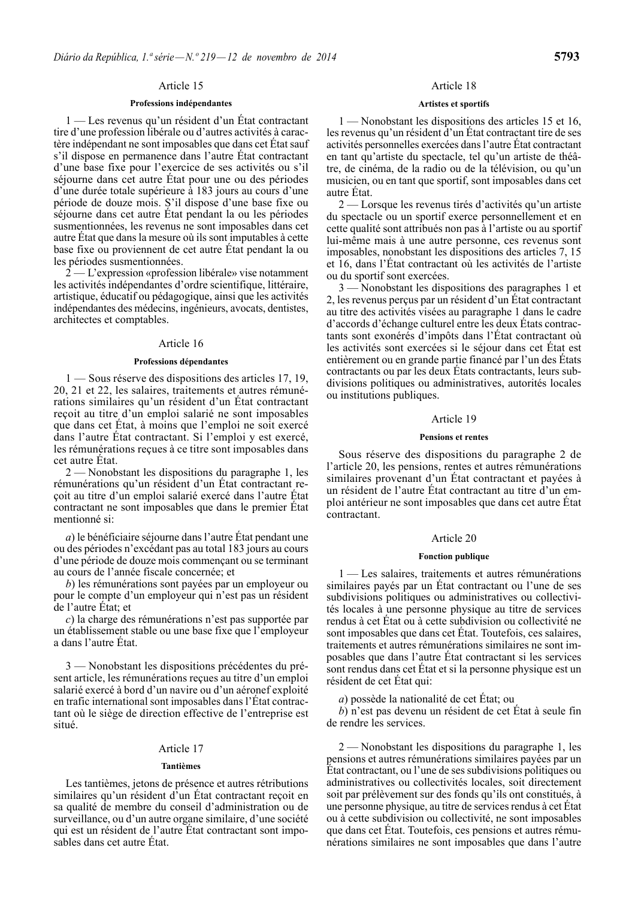## Article 15

### Professions indépendantes

1 — Les revenus qu'un résident d'un État contractant tire d'une profession libérale ou d'autres activités à caractère indépendant ne sont imposables que dans cet État sauf s'il dispose en permanence dans l'autre État contractant d'une base fixe pour l'exercice de ses activités ou s'il séjourne dans cet autre État pour une ou des périodes d'une durée totale supérieure à 183 jours au cours d'une période de douze mois. S'il dispose d'une base fixe ou séjourne dans cet autre État pendant la ou les périodes susmentionnées, les revenus ne sont imposables dans cet autre État que dans la mesure où ils sont imputables à cette base fixe ou proviennent de cet autre État pendant la ou les périodes susmentionnées.

2 — L'expression «profession libérale» vise notamment les activités indépendantes d'ordre scientifique, littéraire, artistique, éducatif ou pédagogique, ainsi que les activités indépendantes des médecins, ingénieurs, avocats, dentistes, architectes et comptables.

## Article 16

### Professions dépendantes

1 — Sous réserve des dispositions des articles 17, 19, 20, 21 et 22, les salaires, traitements et autres rémunérations similaires qu'un résident d'un État contractant reçoit au titre d'un emploi salarié ne sont imposables que dans cet État, à moins que l'emploi ne soit exercé dans l'autre État contractant. Si l'emploi y est exercé, les rémunérations reçues à ce titre sont imposables dans cet autre État.

2 — Nonobstant les dispositions du paragraphe 1, les rémunérations qu'un résident d'un État contractant reçoit au titre d'un emploi salarié exercé dans l'autre État contractant ne sont imposables que dans le premier État mentionné si:

*a*) le bénéficiaire séjourne dans l'autre État pendant une ou des périodes n'excédant pas au total 183 jours au cours d'une période de douze mois commençant ou se terminant au cours de l'année fiscale concernée; et

*b*) les rémunérations sont payées par un employeur ou pour le compte d'un employeur qui n'est pas un résident de l'autre État; et

*c*) la charge des rémunérations n'est pas supportée par un établissement stable ou une base fixe que l'employeur a dans l'autre État.

3 — Nonobstant les dispositions précédentes du présent article, les rémunérations reçues au titre d'un emploi salarié exercé à bord d'un navire ou d'un aéronef exploité en trafic international sont imposables dans l'État contractant où le siège de direction effective de l'entreprise est situé.

## Article 17

### Tantièmes

Les tantièmes, jetons de présence et autres rétributions similaires qu'un résident d'un État contractant reçoit en sa qualité de membre du conseil d'administration ou de surveillance, ou d'un autre organe similaire, d'une société qui est un résident de l'autre État contractant sont imposables dans cet autre État.

## Article 18

### Artistes et sportifs

1 — Nonobstant les dispositions des articles 15 et 16, les revenus qu'un résident d'un État contractant tire de ses activités personnelles exercées dans l'autre État contractant en tant qu'artiste du spectacle, tel qu'un artiste de théâtre, de cinéma, de la radio ou de la télévision, ou qu'un musicien, ou en tant que sportif, sont imposables dans cet autre État.

2 — Lorsque les revenus tirés d'activités qu'un artiste du spectacle ou un sportif exerce personnellement et en cette qualité sont attribués non pas à l'artiste ou au sportif lui-même mais à une autre personne, ces revenus sont imposables, nonobstant les dispositions des articles 7, 15 et 16, dans l'État contractant où les activités de l'artiste ou du sportif sont exercées.

3 — Nonobstant les dispositions des paragraphes 1 et 2, les revenus perçus par un résident d'un État contractant au titre des activités visées au paragraphe 1 dans le cadre d'accords d'échange culturel entre les deux États contractants sont exonérés d'impôts dans l'État contractant où les activités sont exercées si le séjour dans cet État est entièrement ou en grande partie financé par l'un des États contractants ou par les deux États contractants, leurs subdivisions politiques ou administratives, autorités locales ou institutions publiques.

## Article 19

### Pensions et rentes

Sous réserve des dispositions du paragraphe 2 de l'article 20, les pensions, rentes et autres rémunérations similaires provenant d'un État contractant et payées à un résident de l'autre État contractant au titre d'un emploi antérieur ne sont imposables que dans cet autre État contractant.

## Article 20

### Fonction publique

1 — Les salaires, traitements et autres rémunérations similaires payés par un État contractant ou l'une de ses subdivisions politiques ou administratives ou collectivités locales à une personne physique au titre de services rendus à cet État ou à cette subdivision ou collectivité ne sont imposables que dans cet État. Toutefois, ces salaires, traitements et autres rémunérations similaires ne sont imposables que dans l'autre État contractant si les services sont rendus dans cet État et si la personne physique est un résident de cet État qui:

*a*) possède la nationalité de cet État; ou

*b*) n'est pas devenu un résident de cet État à seule fin de rendre les services.

2 — Nonobstant les dispositions du paragraphe 1, les pensions et autres rémunérations similaires payées par un État contractant, ou l'une de ses subdivisions politiques ou administratives ou collectivités locales, soit directement soit par prélèvement sur des fonds qu'ils ont constitués, à une personne physique, au titre de services rendus à cet État ou à cette subdivision ou collectivité, ne sont imposables que dans cet État. Toutefois, ces pensions et autres rémunérations similaires ne sont imposables que dans l'autre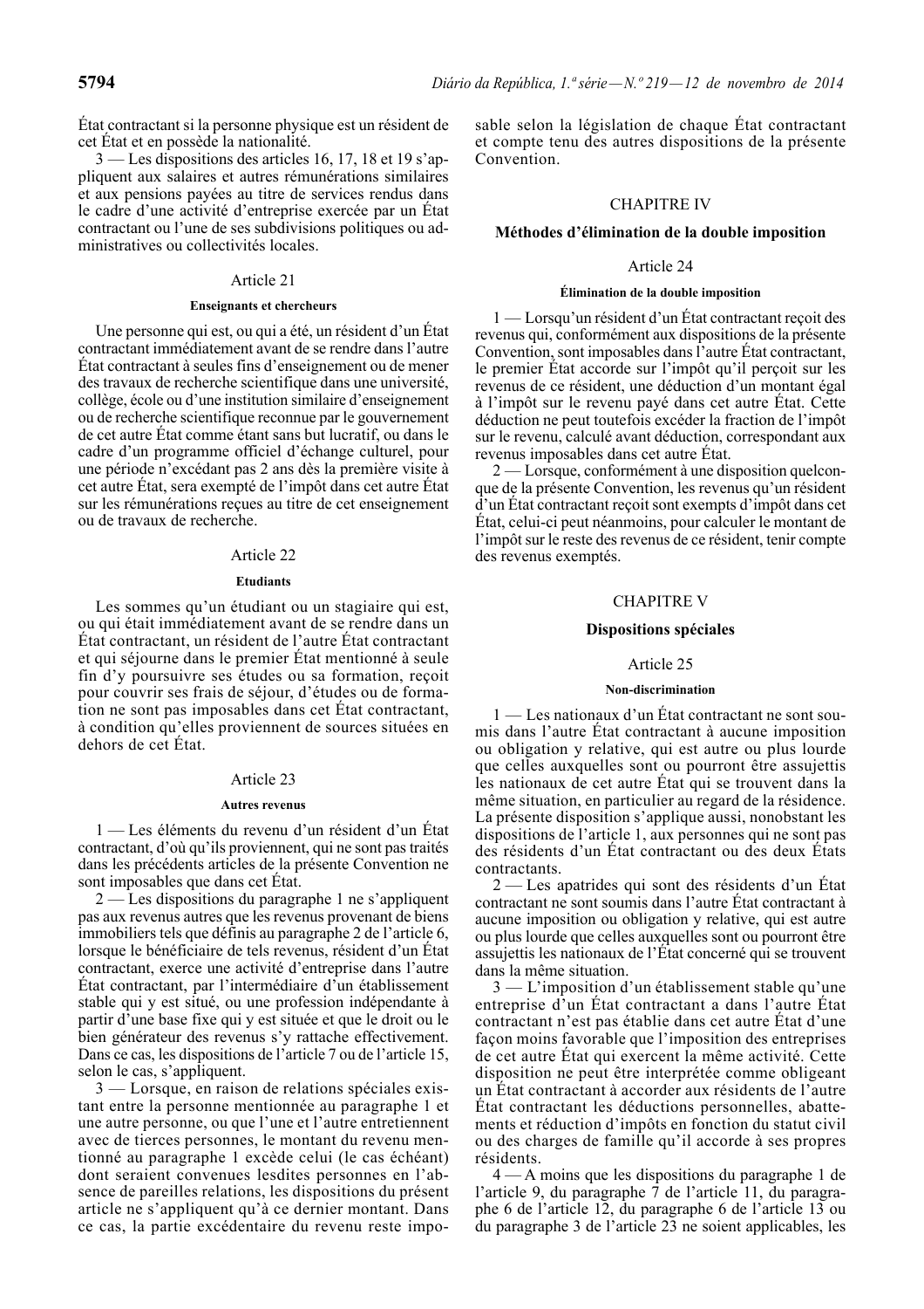État contractant si la personne physique est un résident de cet État et en possède la nationalité.

3 — Les dispositions des articles 16, 17, 18 et 19 s'appliquent aux salaires et autres rémunérations similaires et aux pensions payées au titre de services rendus dans le cadre d'une activité d'entreprise exercée par un État contractant ou l'une de ses subdivisions politiques ou administratives ou collectivités locales.

### Article 21

#### Enseignants et chercheurs

Une personne qui est, ou qui a été, un résident d'un État contractant immédiatement avant de se rendre dans l'autre État contractant à seules fins d'enseignement ou de mener des travaux de recherche scientifique dans une université, collège, école ou d'une institution similaire d'enseignement ou de recherche scientifique reconnue par le gouvernement de cet autre État comme étant sans but lucratif, ou dans le cadre d'un programme officiel d'échange culturel, pour une période n'excédant pas 2 ans dès la première visite à cet autre État, sera exempté de l'impôt dans cet autre État sur les rémunérations reçues au titre de cet enseignement ou de travaux de recherche.

### Article 22

#### Etudiants

Les sommes qu'un étudiant ou un stagiaire qui est, ou qui était immédiatement avant de se rendre dans un État contractant, un résident de l'autre État contractant et qui séjourne dans le premier État mentionné à seule fin d'y poursuivre ses études ou sa formation, reçoit pour couvrir ses frais de séjour, d'études ou de formation ne sont pas imposables dans cet État contractant, à condition qu'elles proviennent de sources situées en dehors de cet État.

### Article 23

#### Autres revenus

1 — Les éléments du revenu d'un résident d'un État contractant, d'où qu'ils proviennent, qui ne sont pas traités dans les précédents articles de la présente Convention ne sont imposables que dans cet État.

2 — Les dispositions du paragraphe 1 ne s'appliquent pas aux revenus autres que les revenus provenant de biens immobiliers tels que définis au paragraphe 2 de l'article 6, lorsque le bénéficiaire de tels revenus, résident d'un État contractant, exerce une activité d'entreprise dans l'autre État contractant, par l'intermédiaire d'un établissement stable qui y est situé, ou une profession indépendante à partir d'une base fixe qui y est située et que le droit ou le bien générateur des revenus s'y rattache effectivement. Dans ce cas, les dispositions de l'article 7 ou de l'article 15, selon le cas, s'appliquent.

3 — Lorsque, en raison de relations spéciales existant entre la personne mentionnée au paragraphe 1 et une autre personne, ou que l'une et l'autre entretiennent avec de tierces personnes, le montant du revenu mentionné au paragraphe 1 excède celui (le cas échéant) dont seraient convenues lesdites personnes en l'absence de pareilles relations, les dispositions du présent article ne s'appliquent qu'à ce dernier montant. Dans ce cas, la partie excédentaire du revenu reste imposable selon la législation de chaque État contractant et compte tenu des autres dispositions de la présente Convention.

## CHAPITRE IV

## Méthodes d'élimination de la double imposition

### Article 24

#### Élimination de la double imposition

1 — Lorsqu'un résident d'un État contractant reçoit des revenus qui, conformément aux dispositions de la présente Convention, sont imposables dans l'autre État contractant, le premier État accorde sur l'impôt qu'il perçoit sur les revenus de ce résident, une déduction d'un montant égal à l'impôt sur le revenu payé dans cet autre État. Cette déduction ne peut toutefois excéder la fraction de l'impôt sur le revenu, calculé avant déduction, correspondant aux revenus imposables dans cet autre État.

2 — Lorsque, conformément à une disposition quelconque de la présente Convention, les revenus qu'un résident d'un État contractant reçoit sont exempts d'impôt dans cet État, celui-ci peut néanmoins, pour calculer le montant de l'impôt sur le reste des revenus de ce résident, tenir compte des revenus exemptés.

## CHAPITRE V

## Dispositions spéciales

### Article 25

#### Non-discrimination

1 — Les nationaux d'un État contractant ne sont soumis dans l'autre État contractant à aucune imposition ou obligation y relative, qui est autre ou plus lourde que celles auxquelles sont ou pourront être assujettis les nationaux de cet autre État qui se trouvent dans la même situation, en particulier au regard de la résidence. La présente disposition s'applique aussi, nonobstant les dispositions de l'article 1, aux personnes qui ne sont pas des résidents d'un État contractant ou des deux États contractants.

2 — Les apatrides qui sont des résidents d'un État contractant ne sont soumis dans l'autre État contractant à aucune imposition ou obligation y relative, qui est autre ou plus lourde que celles auxquelles sont ou pourront être assujettis les nationaux de l'État concerné qui se trouvent dans la même situation.

3 — L'imposition d'un établissement stable qu'une entreprise d'un État contractant a dans l'autre État contractant n'est pas établie dans cet autre État d'une façon moins favorable que l'imposition des entreprises de cet autre État qui exercent la même activité. Cette disposition ne peut être interprétée comme obligeant un État contractant à accorder aux résidents de l'autre État contractant les déductions personnelles, abattements et réduction d'impôts en fonction du statut civil ou des charges de famille qu'il accorde à ses propres résidents.

4 — A moins que les dispositions du paragraphe 1 de l'article 9, du paragraphe 7 de l'article 11, du paragraphe 6 de l'article 12, du paragraphe 6 de l'article 13 ou du paragraphe 3 de l'article 23 ne soient applicables, les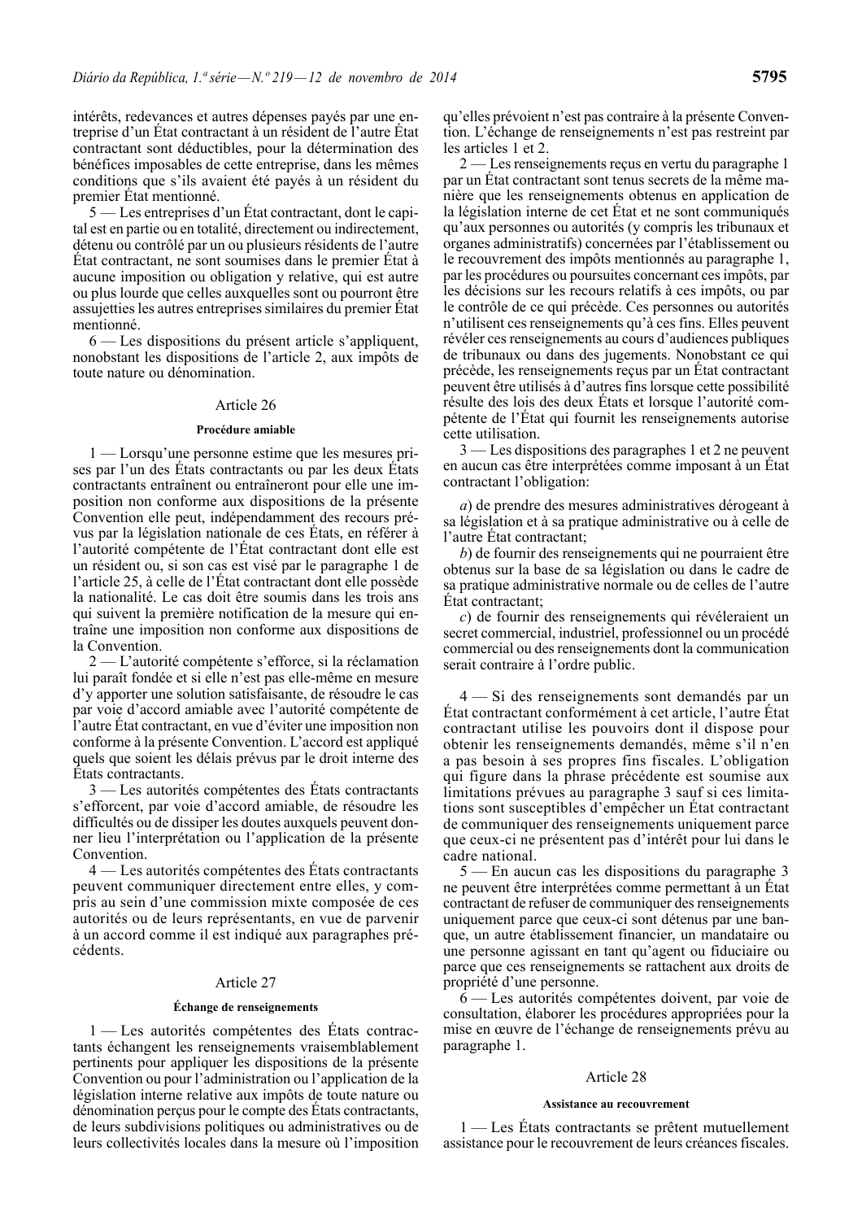intérêts, redevances et autres dépenses payés par une entreprise d'un État contractant à un résident de l'autre État contractant sont déductibles, pour la détermination des bénéfices imposables de cette entreprise, dans les mêmes conditions que s'ils avaient été payés à un résident du premier État mentionné.

5 — Les entreprises d'un État contractant, dont le capital est en partie ou en totalité, directement ou indirectement, détenu ou contrôlé par un ou plusieurs résidents de l'autre État contractant, ne sont soumises dans le premier État à aucune imposition ou obligation y relative, qui est autre ou plus lourde que celles auxquelles sont ou pourront être assujetties les autres entreprises similaires du premier État mentionné.

6 — Les dispositions du présent article s'appliquent, nonobstant les dispositions de l'article 2, aux impôts de toute nature ou dénomination.

## Article 26

### Procédure amiable

1 — Lorsqu'une personne estime que les mesures prises par l'un des États contractants ou par les deux États contractants entraînent ou entraîneront pour elle une imposition non conforme aux dispositions de la présente Convention elle peut, indépendamment des recours prévus par la législation nationale de ces États, en référer à l'autorité compétente de l'État contractant dont elle est un résident ou, si son cas est visé par le paragraphe 1 de l'article 25, à celle de l'État contractant dont elle possède la nationalité. Le cas doit être soumis dans les trois ans qui suivent la première notification de la mesure qui entraîne une imposition non conforme aux dispositions de la Convention.

2 — L'autorité compétente s'efforce, si la réclamation lui paraît fondée et si elle n'est pas elle-même en mesure d'y apporter une solution satisfaisante, de résoudre le cas par voie d'accord amiable avec l'autorité compétente de l'autre État contractant, en vue d'éviter une imposition non conforme à la présente Convention. L'accord est appliqué quels que soient les délais prévus par le droit interne des États contractants.

3 — Les autorités compétentes des États contractants s'efforcent, par voie d'accord amiable, de résoudre les difficultés ou de dissiper les doutes auxquels peuvent donner lieu l'interprétation ou l'application de la présente Convention.

4 — Les autorités compétentes des États contractants peuvent communiquer directement entre elles, y compris au sein d'une commission mixte composée de ces autorités ou de leurs représentants, en vue de parvenir à un accord comme il est indiqué aux paragraphes précédents.

## Article 27

### Échange de renseignements

1 — Les autorités compétentes des États contractants échangent les renseignements vraisemblablement pertinents pour appliquer les dispositions de la présente Convention ou pour l'administration ou l'application de la législation interne relative aux impôts de toute nature et dénomination perçus pour le compte des États contractants, de leurs subdivisions politiques ou administratives ou de leurs collectivités locales dans la mesure où l'imposition qu'elles prévoient n'est pas contraire à la présente Convention. L'échange de renseignements n'est pas restreint par les articles 1 et 2.

2 — Les renseignements reçus en vertu du paragraphe 1 par un État contractant sont tenus secrets de la même manière que les renseignements obtenus en application de la législation interne de cet État et ne sont communiqués qu'aux personnes ou autorités (y compris les tribunaux et organes administratifs) concernées par l'établissement ou le recouvrement des impôts mentionnés au paragraphe 1, par les procédures ou poursuites concernant ces impôts, par les décisions sur les recours relatifs à ces impôts, ou par le contrôle de ce qui précède. Ces personnes ou autorités n'utilisent ces renseignements qu'à ces fins. Elles peuvent révéler ces renseignements au cours d'audiences publiques de tribunaux ou dans des jugements. Nonobstant ce qui précède, les renseignements reçus par un État contractant peuvent être utilisés à d'autres fins lorsque cette possibilité résulte des lois des deux États et lorsque l'autorité compétente de l'État qui fournit les renseignements autorise cette utilisation.

3 — Les dispositions des paragraphes 1 et 2 ne peuvent en aucun cas être interprétées comme imposant à un État contractant l'obligation:

*a*) de prendre des mesures administratives dérogeant à sa législation et à sa pratique administrative ou à celle de l'autre État contractant;

*b*) de fournir des renseignements qui ne pourraient être obtenus sur la base de sa législation ou dans le cadre de sa pratique administrative normale ou de celles de l'autre État contractant;

*c*) de fournir des renseignements qui révéleraient un secret commercial, industriel, professionnel ou un procédé commercial ou des renseignements dont la communication serait contraire à l'ordre public.

4 — Si des renseignements sont demandés par un État contractant conformément à cet article, l'autre État contractant utilise les pouvoirs dont il dispose pour obtenir les renseignements demandés, même s'il n'en a pas besoin à ses propres fins fiscales. L'obligation qui figure dans la phrase précédente est soumise aux limitations prévues au paragraphe 3 sauf si ces limitations sont susceptibles d'empêcher un État contractant de communiquer des renseignements uniquement parce que ceux-ci ne présentent pas d'intérêt pour lui dans le cadre national.

5 — En aucun cas les dispositions du paragraphe 3 ne peuvent être interprétées comme permettant à un État contractant de refuser de communiquer des renseignements uniquement parce que ceux-ci sont détenus par une banque, un autre établissement financier, un mandataire ou une personne agissant en tant qu'agent ou fiduciaire ou parce que ces renseignements se rattachent aux droits de propriété d'une personne.

6 — Les autorités compétentes doivent, par voie de consultation, élaborer les procédures appropriées pour la mise en œuvre de l'échange de renseignements prévu au paragraphe 1.

## Article 28

### Assistance au recouvrement

1 — Les États contractants se prêtent mutuellement assistance pour le recouvrement de leurs créances fiscales.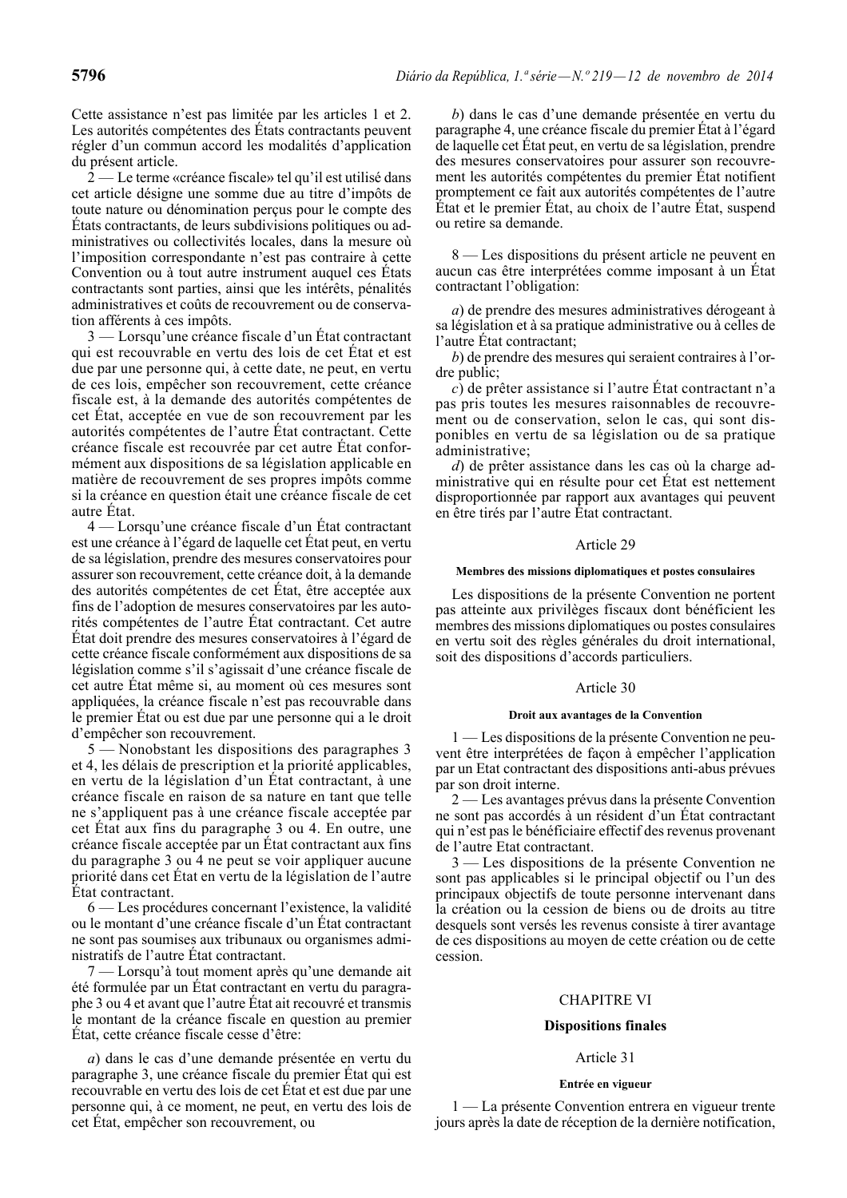Cette assistance n'est pas limitée par les articles 1 et 2. Les autorités compétentes des États contractants peuvent régler d'un commun accord les modalités d'application du présent article.

2 — Le terme «créance fiscale» tel qu'il est utilisé dans cet article désigne une somme due au titre d'impôts de toute nature ou dénomination perçus pour le compte des États contractants, de leurs subdivisions politiques ou administratives ou collectivités locales, dans la mesure où l'imposition correspondante n'est pas contraire à cette Convention ou à tout autre instrument auquel ces États contractants sont parties, ainsi que les intérêts, pénalités administratives et coûts de recouvrement ou de conservation afférents à ces impôts.

3 — Lorsqu'une créance fiscale d'un État contractant qui est recouvrable en vertu des lois de cet État et est due par une personne qui, à cette date, ne peut, en vertu de ces lois, empêcher son recouvrement, cette créance fiscale est, à la demande des autorités compétentes de cet État, acceptée en vue de son recouvrement par les autorités compétentes de l'autre État contractant. Cette créance fiscale est recouvrée par cet autre État conformément aux dispositions de sa législation applicable en matière de recouvrement de ses propres impôts comme si la créance en question était une créance fiscale de cet autre État.

4 — Lorsqu'une créance fiscale d'un État contractant est une créance à l'égard de laquelle cet État peut, en vertu de sa législation, prendre des mesures conservatoires pour assurer son recouvrement, cette créance doit, à la demande des autorités compétentes de cet État, être acceptée aux fins de l'adoption de mesures conservatoires par les autorités compétentes de l'autre État contractant. Cet autre État doit prendre des mesures conservatoires à l'égard de cette créance fiscale conformément aux dispositions de sa législation comme s'il s'agissait d'une créance fiscale de cet autre État même si, au moment où ces mesures sont appliquées, la créance fiscale n'est pas recouvrable dans le premier État ou est due par une personne qui a le droit d'empêcher son recouvrement.

5 — Nonobstant les dispositions des paragraphes 3 et 4, les délais de prescription et la priorité applicables, en vertu de la législation d'un État contractant, à une créance fiscale en raison de sa nature en tant que telle ne s'appliquent pas à une créance fiscale acceptée par cet État aux fins du paragraphe 3 ou 4. En outre, une créance fiscale acceptée par un État contractant aux fins du paragraphe 3 ou 4 ne peut se voir appliquer aucune priorité dans cet État en vertu de la législation de l'autre État contractant.

6 — Les procédures concernant l'existence, la validité ou le montant d'une créance fiscale d'un État contractant ne sont pas soumises aux tribunaux ou organismes administratifs de l'autre État contractant.

7 — Lorsqu'à tout moment après qu'une demande ait été formulée par un État contractant en vertu du paragraphe 3 ou 4 et avant que l'autre État ait recouvré et transmis le montant de la créance fiscale en question au premier État, cette créance fiscale cesse d'être:

*a*) dans le cas d'une demande présentée en vertu du paragraphe 3, une créance fiscale du premier État qui est recouvrable en vertu des lois de cet État et est due par une personne qui, à ce moment, ne peut, en vertu des lois de cet État, empêcher son recouvrement, ou

*b*) dans le cas d'une demande présentée en vertu du paragraphe 4, une créance fiscale du premier État à l'égard de laquelle cet État peut, en vertu de sa législation, prendre des mesures conservatoires pour assurer son recouvrement les autorités compétentes du premier État notifient promptement ce fait aux autorités compétentes de l'autre État et le premier État, au choix de l'autre État, suspend ou retire sa demande.

8 — Les dispositions du présent article ne peuvent en aucun cas être interprétées comme imposant à un État contractant l'obligation:

*a*) de prendre des mesures administratives dérogeant à sa législation et à sa pratique administrative ou à celles de l'autre État contractant;

*b*) de prendre des mesures qui seraient contraires à l'ordre public;

*c*) de prêter assistance si l'autre État contractant n'a pas pris toutes les mesures raisonnables de recouvrement ou de conservation, selon le cas, qui sont disponibles en vertu de sa législation ou de sa pratique administrative;

*d*) de prêter assistance dans les cas où la charge administrative qui en résulte pour cet État est nettement disproportionnée par rapport aux avantages qui peuvent en être tirés par l'autre État contractant.

### Article 29

#### Membres des missions diplomatiques et postes consulaires

Les dispositions de la présente Convention ne portent pas atteinte aux privilèges fiscaux dont bénéficient les membres des missions diplomatiques ou postes consulaires en vertu soit des règles générales du droit international, soit des dispositions d'accords particuliers.

### Article 30

#### Droit aux avantages de la Convention

1 — Les dispositions de la présente Convention ne peuvent être interprétées de façon à empêcher l'application par un Etat contractant des dispositions anti-abus prévues par son droit interne.

2 — Les avantages prévus dans la présente Convention ne sont pas accordés à un résident d'un État contractant qui n'est pas le bénéficiaire effectif des revenus provenant de l'autre Etat contractant.

3 — Les dispositions de la présente Convention ne sont pas applicables si le principal objectif ou l'un des principaux objectifs de toute personne intervenant dans la création ou la cession de biens ou de droits au titre desquels sont versés les revenus consiste à tirer avantage de ces dispositions au moyen de cette création ou de cette cession.

## CHAPITRE VI

## Dispositions finales

### Article 31

#### Entrée en vigueur

1 — La présente Convention entrera en vigueur trente jours après la date de réception de la dernière notification,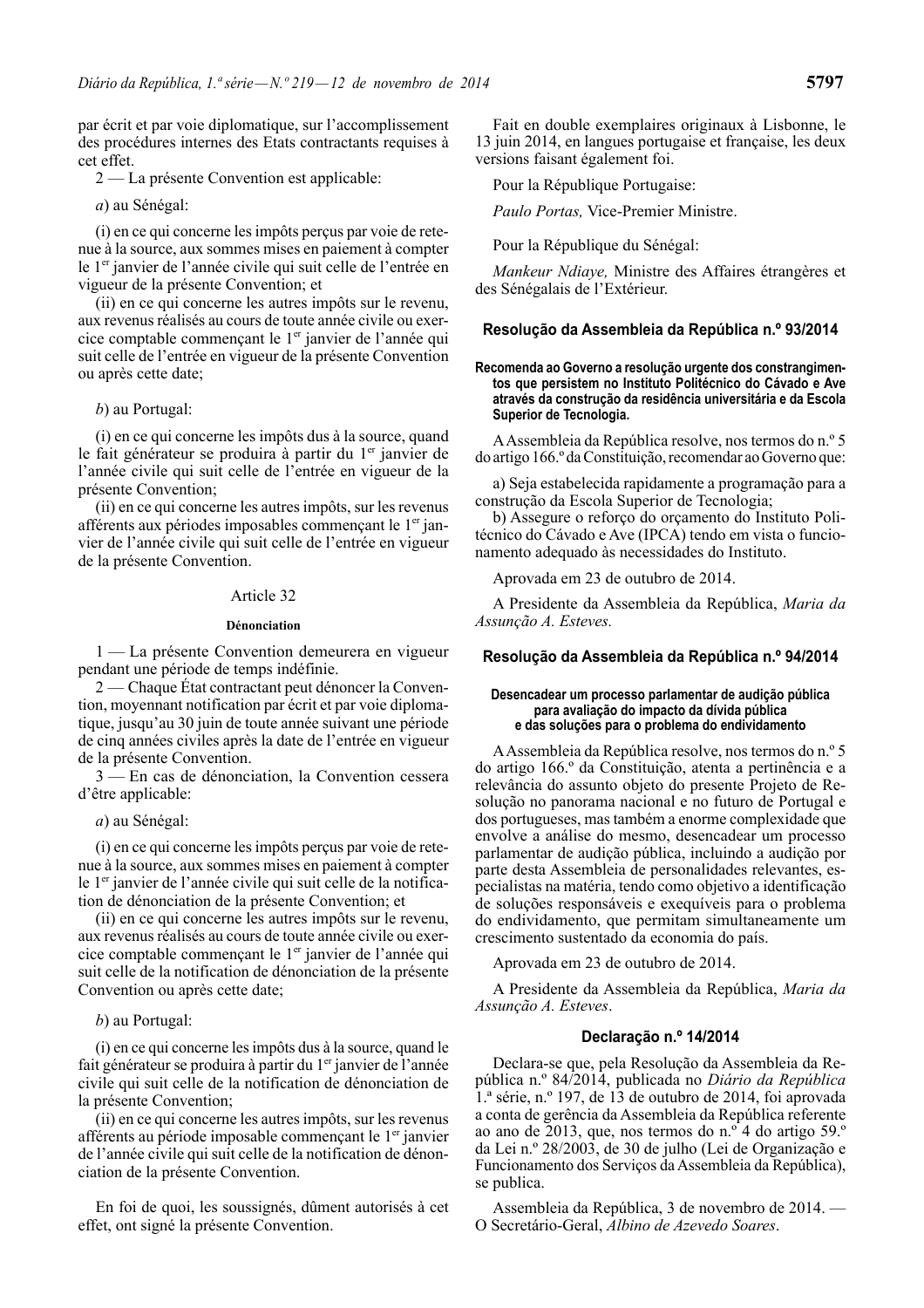par écrit et par voie diplomatique, sur l'accomplissement des procédures internes des Etats contractants requises à cet effet.

2 — La présente Convention est applicable:

*a*) au Sénégal:

(i) en ce qui concerne les impôts perçus par voie de retenue à la source, aux sommes mises en paiement à compter le 1[er] janvier de l'année civile qui suit celle de l'entrée en vigueur de la présente Convention; et

(ii) en ce qui concerne les autres impôts sur le revenu, aux revenus réalisés au cours de toute année civile ou exercice comptable commençant le 1[er] janvier de l'année qui suit celle de l'entrée en vigueur de la présente Convention ou après cette date;

*b*) au Portugal:

(i) en ce qui concerne les impôts dus à la source, quand le fait générateur se produira à partir du 1[er] janvier de l'année civile qui suit celle de l'entrée en vigueur de la présente Convention;

(ii) en ce qui concerne les autres impôts, sur les revenus afférents aux périodes imposables commençant le 1[er] janvier de l'année civile qui suit celle de l'entrée en vigueur de la présente Convention.

Article 32

**Dénonciation**

1 — La présente Convention demeurera en vigueur pendant une période de temps indéfinie.

2 — Chaque État contractant peut dénoncer la Convention, moyennant notification par écrit et par voie diplomatique, jusqu'au 30 juin de toute année suivant une période de cinq années civiles après la date de l'entrée en vigueur de la présente Convention.

3 — En cas de dénonciation, la Convention cessera d'être applicable:

*a*) au Sénégal:

(i) en ce qui concerne les impôts perçus par voie de retenue à la source, aux sommes mises en paiement à compter le 1[er] janvier de l'année civile qui suit celle de la notification de dénonciation de la présente Convention; et

(ii) en ce qui concerne les autres impôts sur le revenu, aux revenus réalisés au cours de toute année civile ou exercice comptable commençant le 1[er] janvier de l'année qui suit celle de la notification de dénonciation de la présente Convention ou après cette date;

*b*) au Portugal:

(i) en ce qui concerne les impôts dus à la source, quand le fait générateur se produira à partir du 1[er] janvier de l'année civile qui suit celle de la notification de dénonciation de la présente Convention;

(ii) en ce qui concerne les autres impôts, sur les revenus afférents au période imposable commençant le 1[er] janvier de l'année civile qui suit celle de la notification de dénonciation de la présente Convention.

En foi de quoi, les soussignés, dûment autorisés à cet effet, ont signé la présente Convention.

Fait en double exemplaires originaux à Lisbonne, le 13 juin 2014, en langues portugaise et française, les deux versions faisant également foi.

Pour la République Portugaise:

*Paulo Portas,* Vice-Premier Ministre.

Pour la République du Sénégal:

*Mankeur Ndiaye,* Ministre des Affaires étrangères et des Sénégalais de l'Extérieur.

## Resolução da Assembleia da República n.º 93/2014

**Recomenda ao Governo a resolução urgente dos constrangimentos que persistem no Instituto Politécnico do Cávado e Ave através da construção da residência universitária e da Escola Superior de Tecnologia.**

A Assembleia da República resolve, nos termos do n.º 5 do artigo 166.º da Constituição, recomendar ao Governo que:

a) Seja estabelecida rapidamente a programação para a construção da Escola Superior de Tecnologia;

b) Assegure o reforço do orçamento do Instituto Politécnico do Cávado e Ave (IPCA) tendo em vista o funcionamento adequado às necessidades do Instituto.

Aprovada em 23 de outubro de 2014.

A Presidente da Assembleia da República, *Maria da Assunção A. Esteves.*

## Resolução da Assembleia da República n.º 94/2014

**Desencadear um processo parlamentar de audição pública para avaliação do impacto da dívida pública e das soluções para o problema do endividamento**

A Assembleia da República resolve, nos termos do n.º 5 do artigo 166.º da Constituição, atenta a pertinência e a relevância do assunto objeto do presente Projeto de Resolução no panorama nacional e no futuro de Portugal e dos portugueses, mas também a enorme complexidade que envolve a análise do mesmo, desencadear um processo parlamentar de audição pública, incluindo a audição por parte desta Assembleia de personalidades relevantes, especialistas na matéria, tendo como objetivo a identificação de soluções responsáveis e exequíveis para o problema do endividamento, que permitam simultaneamente um crescimento sustentado da economia do país.

Aprovada em 23 de outubro de 2014.

A Presidente da Assembleia da República, *Maria da Assunção A. Esteves*.

## Declaração n.º 14/2014

Declara-se que, pela Resolução da Assembleia da República n.º 84/2014, publicada no *Diário da República* 1.ª série, n.º 197, de 13 de outubro de 2014, foi aprovada a conta de gerência da Assembleia da República referente ao ano de 2013, que, nos termos do n.º 4 do artigo 59.º da Lei n.º 28/2003, de 30 de julho (Lei de Organização e Funcionamento dos Serviços da Assembleia da República), se publica.

Assembleia da República, 3 de novembro de 2014. — O Secretário-Geral, *Albino de Azevedo Soares*.